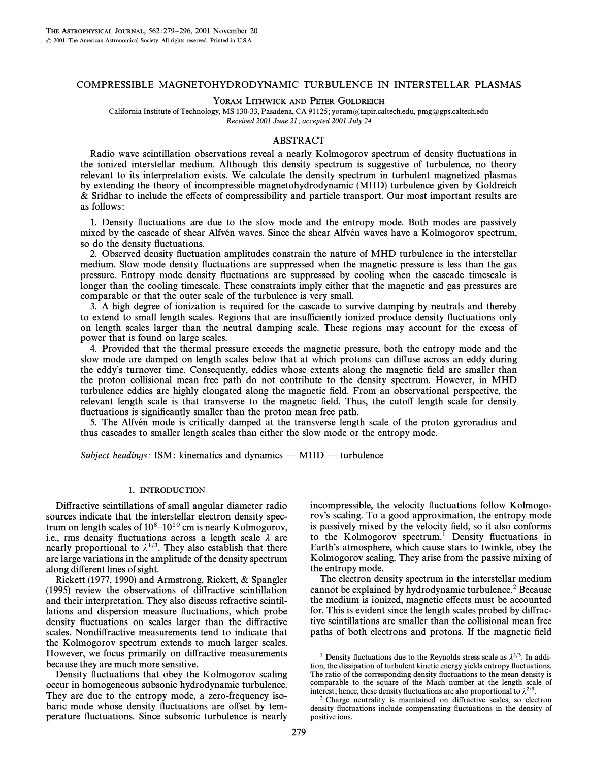# COMPRESSIBLE MAGNETOHYDRODYNAMIC TURBULENCE IN INTERSTELLAR PLASMAS

Yoram Lithwick and Peter Goldreich

California Institute of Technology, MS 130-33, Pasadena, CA 91125; yoram@tapir.caltech.edu, pmg@gps.caltech.edu

*Received 2001 June 21; accepted 2001 July 24*

## ABSTRACT

Radio wave scintillation observations reveal a nearly Kolmogorov spectrum of density fluctuations in the ionized interstellar medium. Although this density spectrum is suggestive of turbulence, no theory relevant to its interpretation exists. We calculate the density spectrum in turbulent magnetized plasmas by extending the theory of incompressible magnetohydrodynamic (MHD) turbulence given by Goldreich & Sridhar to include the effects of compressibility and particle transport. Our most important results are as follows:

1. Density fluctuations are due to the slow mode and the entropy mode. Both modes are passively mixed by the cascade of shear Alfvén waves. Since the shear Alfvén waves have a Kolmogorov spectrum, so do the density fluctuations.
2. Observed density fluctuation amplitudes constrain the nature of MHD turbulence in the interstellar medium. Slow mode density fluctuations are suppressed when the magnetic pressure is less than the gas pressure. Entropy mode density fluctuations are suppressed by cooling when the cascade timescale is longer than the cooling timescale. These constraints imply either that the magnetic and gas pressures are comparable or that the outer scale of the turbulence is very small.
3. A high degree of ionization is required for the cascade to survive damping by neutrals and thereby to extend to small length scales. Regions that are insufficiently ionized produce density fluctuations only on length scales larger than the neutral damping scale. These regions may account for the excess of power that is found on large scales.
4. Provided that the thermal pressure exceeds the magnetic pressure, both the entropy mode and the slow mode are damped on length scales below that at which protons can diffuse across an eddy during the eddy's turnover time. Consequently, eddies whose extents along the magnetic field are smaller than the proton collisional mean free path do not contribute to the density spectrum. However, in MHD turbulence eddies are highly elongated along the magnetic field. From an observational perspective, the relevant length scale is that transverse to the magnetic field. Thus, the cutoff length scale for density fluctuations is significantly smaller than the proton mean free path.
5. The Alfvén mode is critically damped at the transverse length scale of the proton gyroradius and thus cascades to smaller length scales than either the slow mode or the entropy mode.

*Subject headings:* ISM: kinematics and dynamics — MHD — turbulence

## 1. INTRODUCTION

Diffractive scintillations of small angular diameter radio sources indicate that the interstellar electron density spectrum on length scales of $10^8$–$10^{10}$ cm is nearly Kolmogorov, i.e., rms density fluctuations across a length scale $\lambda$ are nearly proportional to $\lambda^{1/3}$. They also establish that there are large variations in the amplitude of the density spectrum along different lines of sight.

Rickett (1977, 1990) and Armstrong, Rickett, & Spangler (1995) review the observations of diffractive scintillation and their interpretation. They also discuss refractive scintillations and dispersion measure fluctuations, which probe density fluctuations on scales larger than the diffractive scales. Nondiffractive measurements tend to indicate that the Kolmogorov spectrum extends to much larger scales. However, we focus primarily on diffractive measurements because they are much more sensitive.

Density fluctuations that obey the Kolmogorov scaling occur in homogeneous subsonic hydrodynamic turbulence. They are due to the entropy mode, a zero-frequency isobaric mode whose density fluctuations are offset by temperature fluctuations. Since subsonic turbulence is nearly incompressible, the velocity fluctuations follow Kolmogorov's scaling. To a good approximation, the entropy mode is passively mixed by the velocity field, so it also conforms to the Kolmogorov spectrum.[1] Density fluctuations in Earth's atmosphere, which cause stars to twinkle, obey the Kolmogorov scaling. They arise from the passive mixing of the entropy mode.

The electron density spectrum in the interstellar medium cannot be explained by hydrodynamic turbulence.[2] Because the medium is ionized, magnetic effects must be accounted for. This is evident since the length scales probed by diffractive scintillations are smaller than the collisional mean free paths of both electrons and protons. If the magnetic field

[1] Density fluctuations due to the Reynolds stress scale as $\lambda^{2/3}$. In addition, the dissipation of turbulent kinetic energy yields entropy fluctuations. The ratio of the corresponding density fluctuations to the mean density is comparable to the square of the Mach number at the length scale of interest; hence, these density fluctuations are also proportional to $\lambda^{2/3}$.

[2] Charge neutrality is maintained on diffractive scales, so electron density fluctuations include compensating fluctuations in the density of positive ions.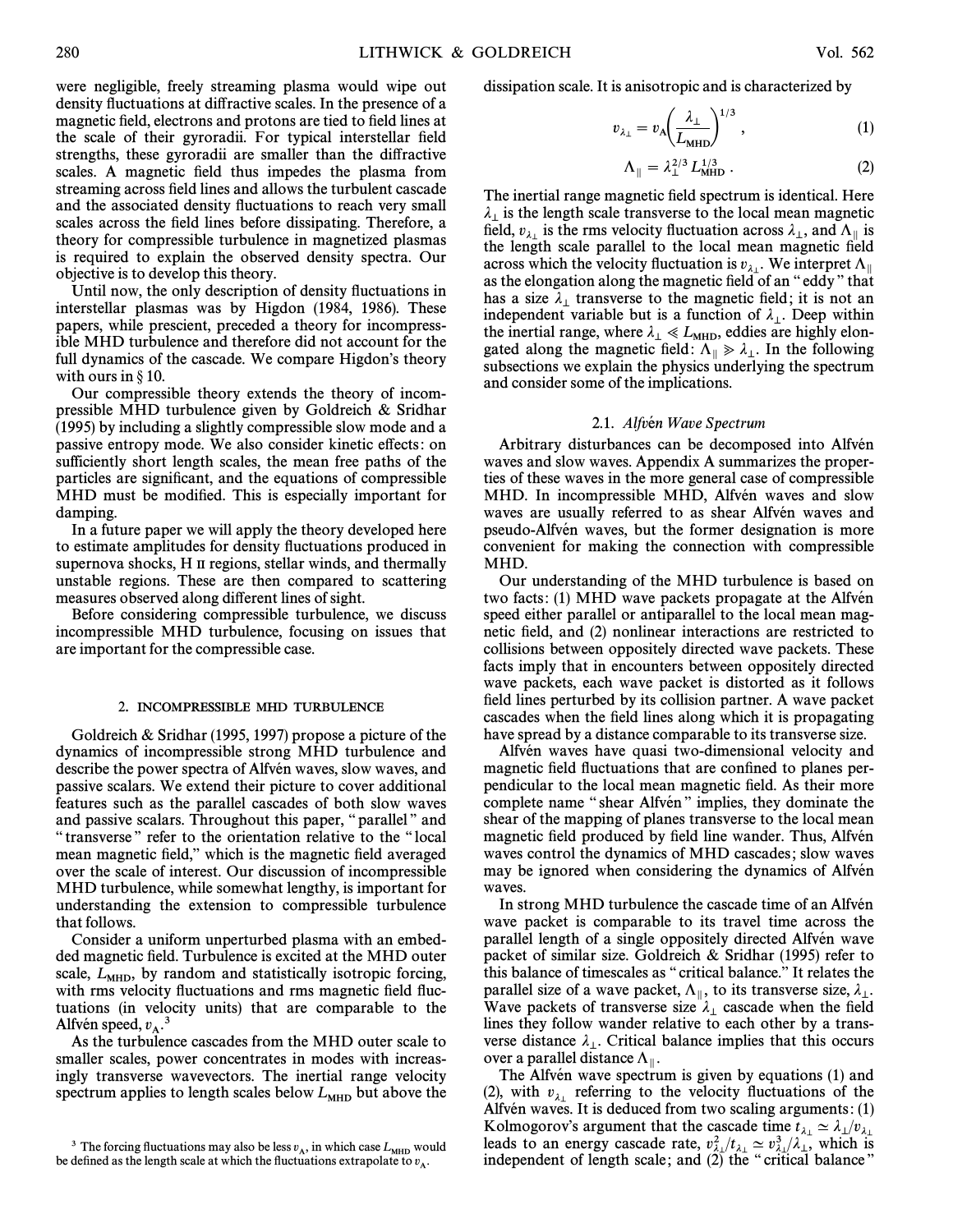were negligible, freely streaming plasma would wipe out density fluctuations at diffractive scales. In the presence of a magnetic field, electrons and protons are tied to field lines at the scale of their gyroradii. For typical interstellar field strengths, these gyroradii are smaller than the diffractive scales. A magnetic field thus impedes the plasma from streaming across field lines and allows the turbulent cascade and the associated density fluctuations to reach very small scales across the field lines before dissipating. Therefore, a theory for compressible turbulence in magnetized plasmas is required to explain the observed density spectra. Our objective is to develop this theory.

Until now, the only description of density fluctuations in interstellar plasmas was by Higdon (1984, 1986). These papers, while prescient, preceded a theory for incompressible MHD turbulence and therefore did not account for the full dynamics of the cascade. We compare Higdon's theory with ours in § 10.

Our compressible theory extends the theory of incompressible MHD turbulence given by Goldreich & Sridhar (1995) by including a slightly compressible slow mode and a passive entropy mode. We also consider kinetic effects: on sufficiently short length scales, the mean free paths of the particles are significant, and the equations of compressible MHD must be modified. This is especially important for damping.

In a future paper we will apply the theory developed here to estimate amplitudes for density fluctuations produced in supernova shocks, H II regions, stellar winds, and thermally unstable regions. These are then compared to scattering measures observed along different lines of sight.

Before considering compressible turbulence, we discuss incompressible MHD turbulence, focusing on issues that are important for the compressible case.

## 2. INCOMPRESSIBLE MHD TURBULENCE

Goldreich & Sridhar (1995, 1997) propose a picture of the dynamics of incompressible strong MHD turbulence and describe the power spectra of Alfvén waves, slow waves, and passive scalars. We extend their picture to cover additional features such as the parallel cascades of both slow waves and passive scalars. Throughout this paper, "parallel" and "transverse" refer to the orientation relative to the "local mean magnetic field," which is the magnetic field averaged over the scale of interest. Our discussion of incompressible MHD turbulence, while somewhat lengthy, is important for understanding the extension to compressible turbulence that follows.

Consider a uniform unperturbed plasma with an embedded magnetic field. Turbulence is excited at the MHD outer scale, $L_{\rm MHD}$, by random and statistically isotropic forcing, with rms velocity fluctuations and rms magnetic field fluctuations (in velocity units) that are comparable to the Alfvén speed, $v_{\rm A}$.[3]

As the turbulence cascades from the MHD outer scale to smaller scales, power concentrates in modes with increasingly transverse wavevectors. The inertial range velocity spectrum applies to length scales below $L_{\rm MHD}$ but above the dissipation scale. It is anisotropic and is characterized by

$$v_{\lambda_\perp} = v_{\rm A}\left(\frac{\lambda_\perp}{L_{\rm MHD}}\right)^{1/3}, \tag{1}$$

$$\Lambda_\parallel = \lambda_\perp^{2/3} L_{\rm MHD}^{1/3}. \tag{2}$$

The inertial range magnetic field spectrum is identical. Here $\lambda_\perp$ is the length scale transverse to the local mean magnetic field, $v_{\lambda_\perp}$ is the rms velocity fluctuation across $\lambda_\perp$, and $\Lambda_\parallel$ is the length scale parallel to the local mean magnetic field across which the velocity fluctuation is $v_{\lambda_\perp}$. We interpret $\Lambda_\parallel$ as the elongation along the magnetic field of an "eddy" that has a size $\lambda_\perp$ transverse to the magnetic field; it is not an independent variable but is a function of $\lambda_\perp$. Deep within the inertial range, where $\lambda_\perp \ll L_{\rm MHD}$, eddies are highly elongated along the magnetic field: $\Lambda_\parallel \gg \lambda_\perp$. In the following subsections we explain the physics underlying the spectrum and consider some of the implications.

### 2.1. *Alfvén Wave Spectrum*

Arbitrary disturbances can be decomposed into Alfvén waves and slow waves. Appendix A summarizes the properties of these waves in the more general case of compressible MHD. In incompressible MHD, Alfvén waves and slow waves are usually referred to as shear Alfvén waves and pseudo-Alfvén waves, but the former designation is more convenient for making the connection with compressible MHD.

Our understanding of the MHD turbulence is based on two facts: (1) MHD wave packets propagate at the Alfvén speed either parallel or antiparallel to the local mean magnetic field, and (2) nonlinear interactions are restricted to collisions between oppositely directed wave packets. These facts imply that in encounters between oppositely directed wave packets, each wave packet is distorted as it follows field lines perturbed by its collision partner. A wave packet cascades when the field lines along which it is propagating have spread by a distance comparable to its transverse size.

Alfvén waves have quasi two-dimensional velocity and magnetic field fluctuations that are confined to planes perpendicular to the local mean magnetic field. As their more complete name "shear Alfvén" implies, they dominate the shear of the mapping of planes transverse to the local mean magnetic field produced by field line wander. Thus, Alfvén waves control the dynamics of MHD cascades; slow waves may be ignored when considering the dynamics of Alfvén waves.

In strong MHD turbulence the cascade time of an Alfvén wave packet is comparable to its travel time across the parallel length of a single oppositely directed Alfvén wave packet of similar size. Goldreich & Sridhar (1995) refer to this balance of timescales as "critical balance." It relates the parallel size of a wave packet, $\Lambda_\parallel$, to its transverse size, $\lambda_\perp$. Wave packets of transverse size $\lambda_\perp$ cascade when the field lines they follow wander relative to each other by a transverse distance $\lambda_\perp$. Critical balance implies that this occurs over a parallel distance $\Lambda_\parallel$.

The Alfvén wave spectrum is given by equations (1) and (2), with $v_{\lambda_\perp}$ referring to the velocity fluctuations of the Alfvén waves. It is deduced from two scaling arguments: (1) Kolmogorov's argument that the cascade time $t_{\lambda_\perp} \simeq \lambda_\perp/v_{\lambda_\perp}$ leads to an energy cascade rate, $v_{\lambda_\perp}^2/t_{\lambda_\perp} \simeq v_{\lambda_\perp}^3/\lambda_\perp$, which is independent of length scale; and (2) the "critical balance"

[3] The forcing fluctuations may also be less $v_{\rm A}$, in which case $L_{\rm MHD}$ would be defined as the length scale at which the fluctuations extrapolate to $v_{\rm A}$.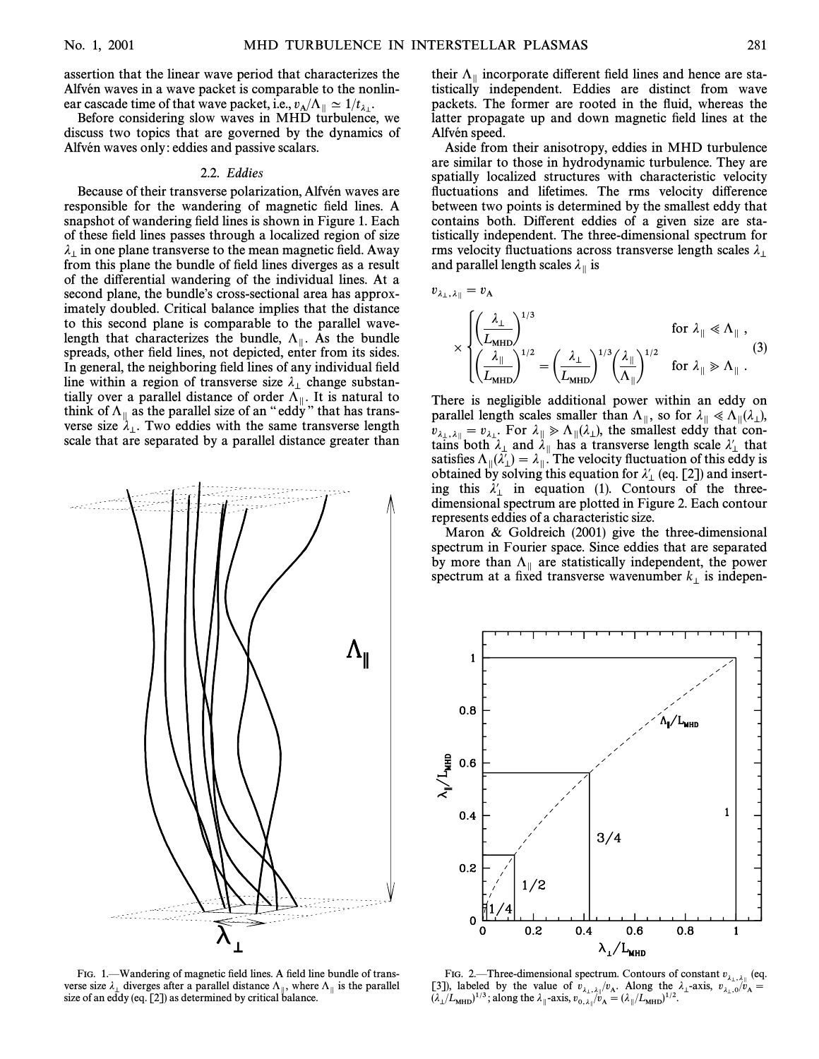assertion that the linear wave period that characterizes the Alfvén waves in a wave packet is comparable to the nonlinear cascade time of that wave packet, i.e., $v_A/\Lambda_\parallel \simeq 1/t_{\lambda_\perp}$.

Before considering slow waves in MHD turbulence, we discuss two topics that are governed by the dynamics of Alfvén waves only: eddies and passive scalars.

### 2.2. *Eddies*

Because of their transverse polarization, Alfvén waves are responsible for the wandering of magnetic field lines. A snapshot of wandering field lines is shown in Figure 1. Each of these field lines passes through a localized region of size $\lambda_\perp$ in one plane transverse to the mean magnetic field. Away from this plane the bundle of field lines diverges as a result of the differential wandering of the individual lines. At a second plane, the bundle's cross-sectional area has approximately doubled. Critical balance implies that the distance to this second plane is comparable to the parallel wavelength that characterizes the bundle, $\Lambda_\parallel$. As the bundle spreads, other field lines, not depicted, enter from its sides. In general, the neighboring field lines of any individual field line within a region of transverse size $\lambda_\perp$ change substantially over a parallel distance of order $\Lambda_\parallel$. It is natural to think of $\Lambda_\parallel$ as the parallel size of an "eddy" that has transverse size $\lambda_\perp$. Two eddies with the same transverse length scale that are separated by a parallel distance greater than their $\Lambda_\parallel$ incorporate different field lines and hence are statistically independent. Eddies are distinct from wave packets. The former are rooted in the fluid, whereas the latter propagate up and down magnetic field lines at the Alfvén speed.

FIG. 1.—Wandering of magnetic field lines. A field line bundle of transverse size $\lambda_\perp$ diverges after a parallel distance $\Lambda_\parallel$, where $\Lambda_\parallel$ is the parallel size of an eddy (eq. [2]) as determined by critical balance.

Aside from their anisotropy, eddies in MHD turbulence are similar to those in hydrodynamic turbulence. They are spatially localized structures with characteristic velocity fluctuations and lifetimes. The rms velocity difference between two points is determined by the smallest eddy that contains both. Different eddies of a given size are statistically independent. The three-dimensional spectrum for rms velocity fluctuations across transverse length scales $\lambda_\perp$ and parallel length scales $\lambda_\parallel$ is

$$v_{\lambda_\perp,\lambda_\parallel} = v_A \times \begin{cases} \left(\dfrac{\lambda_\perp}{L_{\rm MHD}}\right)^{1/3} & \text{for } \lambda_\parallel \ll \Lambda_\parallel\,, \\ \left(\dfrac{\lambda_\parallel}{L_{\rm MHD}}\right)^{1/2} = \left(\dfrac{\lambda_\perp}{L_{\rm MHD}}\right)^{1/3}\left(\dfrac{\lambda_\parallel}{\Lambda_\parallel}\right)^{1/2} & \text{for } \lambda_\parallel \gg \Lambda_\parallel\,. \end{cases} \quad (3)$$

There is negligible additional power within an eddy on parallel length scales smaller than $\Lambda_\parallel$, so for $\lambda_\parallel \ll \Lambda_\parallel(\lambda_\perp)$, $v_{\lambda_\perp,\lambda_\parallel} = v_{\lambda_\perp}$. For $\lambda_\parallel \gg \Lambda_\parallel(\lambda_\perp)$, the smallest eddy that contains both $\lambda_\perp$ and $\lambda_\parallel$ has a transverse length scale $\lambda'_\perp$ that satisfies $\Lambda_\parallel(\lambda'_\perp) = \lambda_\parallel$. The velocity fluctuation of this eddy is obtained by solving this equation for $\lambda'_\perp$ (eq. [2]) and inserting this $\lambda'_\perp$ in equation (1). Contours of the three-dimensional spectrum are plotted in Figure 2. Each contour represents eddies of a characteristic size.

Maron & Goldreich (2001) give the three-dimensional spectrum in Fourier space. Since eddies that are separated by more than $\Lambda_\parallel$ are statistically independent, the power spectrum at a fixed transverse wavenumber $k_\perp$ is indepen-

FIG. 2.—Three-dimensional spectrum. Contours of constant $v_{\lambda_\perp,\lambda_\parallel}$ (eq. [3]), labeled by the value of $v_{\lambda_\perp,\lambda_\parallel}/v_A$. Along the $\lambda_\perp$-axis, $v_{\lambda_\perp,0}/v_A = (\lambda_\perp/L_{\rm MHD})^{1/3}$; along the $\lambda_\parallel$-axis, $v_{0,\lambda_\parallel}/v_A = (\lambda_\parallel/L_{\rm MHD})^{1/2}$.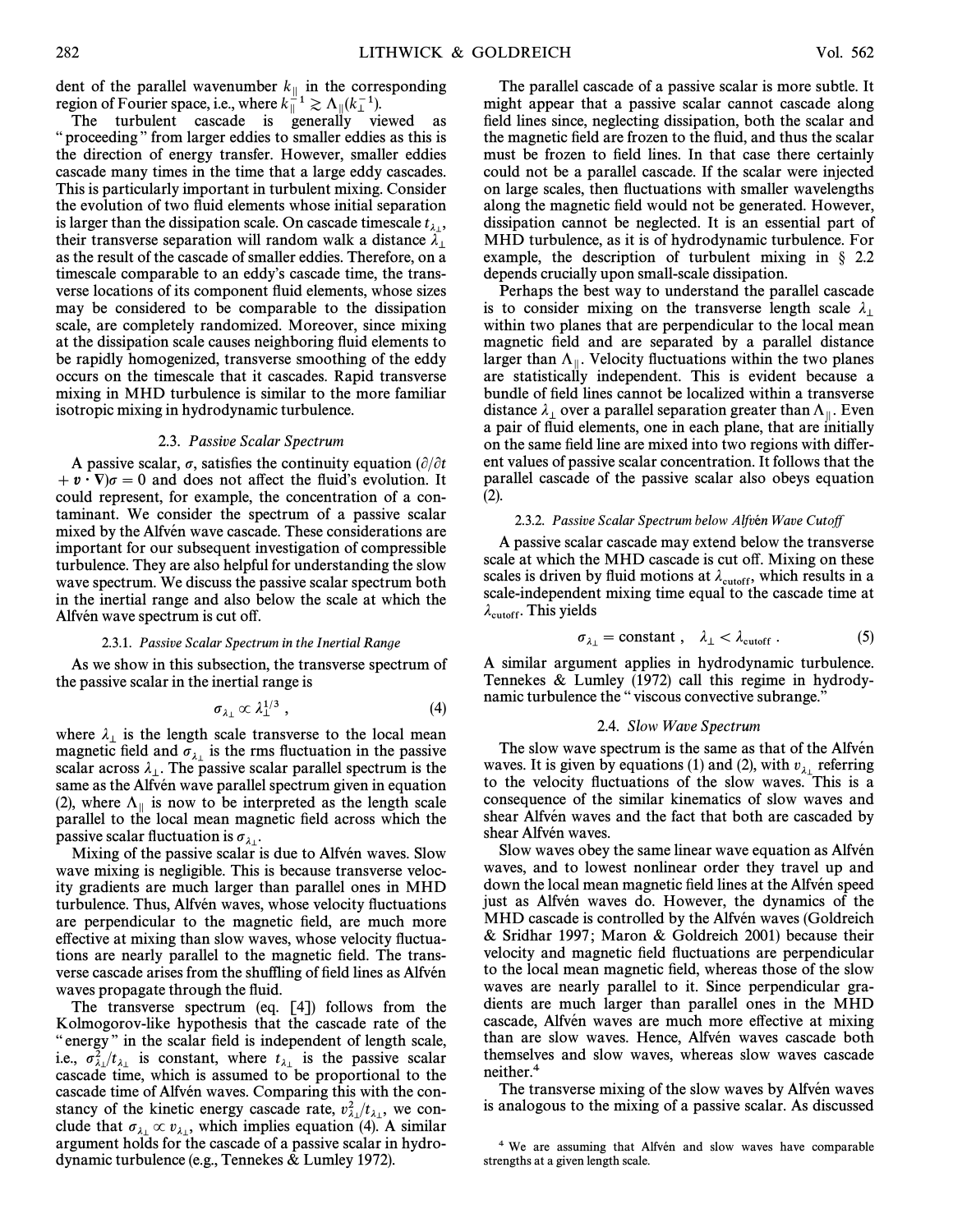dent of the parallel wavenumber $k_{\|}$ in the corresponding region of Fourier space, i.e., where $k_{\|}^{-1} \gtrsim \Lambda_{\|}(k_{\perp}^{-1})$.

The turbulent cascade is generally viewed as "proceeding" from larger eddies to smaller eddies as this is the direction of energy transfer. However, smaller eddies cascade many times in the time that a large eddy cascades. This is particularly important in turbulent mixing. Consider the evolution of two fluid elements whose initial separation is larger than the dissipation scale. On cascade timescale $t_{\lambda_{\perp}}$, their transverse separation will random walk a distance $\lambda_{\perp}$ as the result of the cascade of smaller eddies. Therefore, on a timescale comparable to an eddy's cascade time, the transverse locations of its component fluid elements, whose sizes may be considered to be comparable to the dissipation scale, are completely randomized. Moreover, since mixing at the dissipation scale causes neighboring fluid elements to be rapidly homogenized, transverse smoothing of the eddy occurs on the timescale that it cascades. Rapid transverse mixing in MHD turbulence is similar to the more familiar isotropic mixing in hydrodynamic turbulence.

### 2.3. *Passive Scalar Spectrum*

A passive scalar, $\sigma$, satisfies the continuity equation $(\partial/\partial t + \boldsymbol{v} \cdot \nabla)\sigma = 0$ and does not affect the fluid's evolution. It could represent, for example, the concentration of a contaminant. We consider the spectrum of a passive scalar mixed by the Alfvén wave cascade. These considerations are important for our subsequent investigation of compressible turbulence. They are also helpful for understanding the slow wave spectrum. We discuss the passive scalar spectrum both in the inertial range and also below the scale at which the Alfvén wave spectrum is cut off.

#### 2.3.1. *Passive Scalar Spectrum in the Inertial Range*

As we show in this subsection, the transverse spectrum of the passive scalar in the inertial range is

$$\sigma_{\lambda_{\perp}} \propto \lambda_{\perp}^{1/3} , \tag{4}$$

where $\lambda_{\perp}$ is the length scale transverse to the local mean magnetic field and $\sigma_{\lambda_{\perp}}$ is the rms fluctuation in the passive scalar across $\lambda_{\perp}$. The passive scalar parallel spectrum is the same as the Alfvén wave parallel spectrum given in equation (2), where $\Lambda_{\|}$ is now to be interpreted as the length scale parallel to the local mean magnetic field across which the passive scalar fluctuation is $\sigma_{\lambda_{\perp}}$.

Mixing of the passive scalar is due to Alfvén waves. Slow wave mixing is negligible. This is because transverse velocity gradients are much larger than parallel ones in MHD turbulence. Thus, Alfvén waves, whose velocity fluctuations are perpendicular to the magnetic field, are much more effective at mixing than slow waves, whose velocity fluctuations are nearly parallel to the magnetic field. The transverse cascade arises from the shuffling of field lines as Alfvén waves propagate through the fluid.

The transverse spectrum (eq. [4]) follows from the Kolmogorov-like hypothesis that the cascade rate of the "energy" in the scalar field is independent of length scale, i.e., $\sigma_{\lambda_{\perp}}^2/t_{\lambda_{\perp}}$ is constant, where $t_{\lambda_{\perp}}$ is the passive scalar cascade time, which is assumed to be proportional to the cascade time of Alfvén waves. Comparing this with the constancy of the kinetic energy cascade rate, $v_{\lambda_{\perp}}^2/t_{\lambda_{\perp}}$, we conclude that $\sigma_{\lambda_{\perp}} \propto v_{\lambda_{\perp}}$, which implies equation (4). A similar argument holds for the cascade of a passive scalar in hydrodynamic turbulence (e.g., Tennekes & Lumley 1972).

The parallel cascade of a passive scalar is more subtle. It might appear that a passive scalar cannot cascade along field lines since, neglecting dissipation, both the scalar and the magnetic field are frozen to the fluid, and thus the scalar must be frozen to field lines. In that case there certainly could not be a parallel cascade. If the scalar were injected on large scales, then fluctuations with smaller wavelengths along the magnetic field would not be generated. However, dissipation cannot be neglected. It is an essential part of MHD turbulence, as it is of hydrodynamic turbulence. For example, the description of turbulent mixing in § 2.2 depends crucially upon small-scale dissipation.

Perhaps the best way to understand the parallel cascade is to consider mixing on the transverse length scale $\lambda_{\perp}$ within two planes that are perpendicular to the local mean magnetic field and are separated by a parallel distance larger than $\Lambda_{\|}$. Velocity fluctuations within the two planes are statistically independent. This is evident because a bundle of field lines cannot be localized within a transverse distance $\lambda_{\perp}$ over a parallel separation greater than $\Lambda_{\|}$. Even a pair of fluid elements, one in each plane, that are initially on the same field line are mixed into two regions with different values of passive scalar concentration. It follows that the parallel cascade of the passive scalar also obeys equation (2).

#### 2.3.2. *Passive Scalar Spectrum below Alfvén Wave Cutoff*

A passive scalar cascade may extend below the transverse scale at which the MHD cascade is cut off. Mixing on these scales is driven by fluid motions at $\lambda_{\rm cutoff}$, which results in a scale-independent mixing time equal to the cascade time at $\lambda_{\rm cutoff}$. This yields

$$\sigma_{\lambda_{\perp}} = \text{constant} , \quad \lambda_{\perp} < \lambda_{\rm cutoff} . \tag{5}$$

A similar argument applies in hydrodynamic turbulence. Tennekes & Lumley (1972) call this regime in hydrodynamic turbulence the "viscous convective subrange."

### 2.4. *Slow Wave Spectrum*

The slow wave spectrum is the same as that of the Alfvén waves. It is given by equations (1) and (2), with $v_{\lambda_{\perp}}$ referring to the velocity fluctuations of the slow waves. This is a consequence of the similar kinematics of slow waves and shear Alfvén waves and the fact that both are cascaded by shear Alfvén waves.

Slow waves obey the same linear wave equation as Alfvén waves, and to lowest nonlinear order they travel up and down the local mean magnetic field lines at the Alfvén speed just as Alfvén waves do. However, the dynamics of the MHD cascade is controlled by the Alfvén waves (Goldreich & Sridhar 1997; Maron & Goldreich 2001) because their velocity and magnetic field fluctuations are perpendicular to the local mean magnetic field, whereas those of the slow waves are nearly parallel to it. Since perpendicular gradients are much larger than parallel ones in the MHD cascade, Alfvén waves are much more effective at mixing than are slow waves. Hence, Alfvén waves cascade both themselves and slow waves, whereas slow waves cascade neither.[4]

The transverse mixing of the slow waves by Alfvén waves is analogous to the mixing of a passive scalar. As discussed

[4] We are assuming that Alfvén and slow waves have comparable strengths at a given length scale.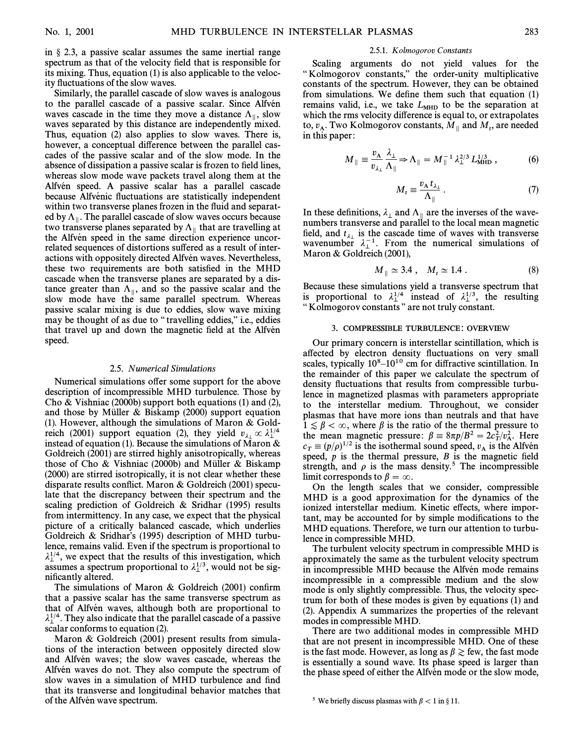in § 2.3, a passive scalar assumes the same inertial range spectrum as that of the velocity field that is responsible for its mixing. Thus, equation (1) is also applicable to the velocity fluctuations of the slow waves.

Similarly, the parallel cascade of slow waves is analogous to the parallel cascade of a passive scalar. Since Alfvén waves cascade in the time they move a distance $\Lambda_\parallel$, slow waves separated by this distance are independently mixed. Thus, equation (2) also applies to slow waves. There is, however, a conceptual difference between the parallel cascades of the passive scalar and of the slow mode. In the absence of dissipation a passive scalar is frozen to field lines, whereas slow mode wave packets travel along them at the Alfvén speed. A passive scalar has a parallel cascade because Alfvénic fluctuations are statistically independent within two transverse planes frozen in the fluid and separated by $\Lambda_\parallel$. The parallel cascade of slow waves occurs because two transverse planes separated by $\Lambda_\parallel$ that are travelling at the Alfvén speed in the same direction experience uncorrelated sequences of distortions suffered as a result of interactions with oppositely directed Alfvén waves. Nevertheless, these two requirements are both satisfied in the MHD cascade when the transverse planes are separated by a distance greater than $\Lambda_\parallel$, and so the passive scalar and the slow mode have the same parallel spectrum. Whereas passive scalar mixing is due to eddies, slow wave mixing may be thought of as due to "travelling eddies," i.e., eddies that travel up and down the magnetic field at the Alfvén speed.

### 2.5. *Numerical Simulations*

Numerical simulations offer some support for the above description of incompressible MHD turbulence. Those by Cho & Vishniac (2000b) support both equations (1) and (2), and those by Müller & Biskamp (2000) support equation (1). However, although the simulations of Maron & Goldreich (2001) support equation (2), they yield $v_{\lambda_\perp} \propto \lambda_\perp^{1/4}$ instead of equation (1). Because the simulations of Maron & Goldreich (2001) are stirred highly anisotropically, whereas those of Cho & Vishniac (2000b) and Müller & Biskamp (2000) are stirred isotropically, it is not clear whether these disparate results conflict. Maron & Goldreich (2001) speculate that the discrepancy between their spectrum and the scaling prediction of Goldreich & Sridhar (1995) results from intermittency. In any case, we expect that the physical picture of a critically balanced cascade, which underlies Goldreich & Sridhar's (1995) description of MHD turbulence, remains valid. Even if the spectrum is proportional to $\lambda_\perp^{1/4}$, we expect that the results of this investigation, which assumes a spectrum proportional to $\lambda_\perp^{1/3}$, would not be significantly altered.

The simulations of Maron & Goldreich (2001) confirm that a passive scalar has the same transverse spectrum as that of Alfvén waves, although both are proportional to $\lambda_\perp^{1/4}$. They also indicate that the parallel cascade of a passive scalar conforms to equation (2).

Maron & Goldreich (2001) present results from simulations of the interaction between oppositely directed slow and Alfvén waves; the slow waves cascade, whereas the Alfvén waves do not. They also compute the spectrum of slow waves in a simulation of MHD turbulence and find that its transverse and longitudinal behavior matches that of the Alfvén wave spectrum.

#### 2.5.1. *Kolmogorov Constants*

Scaling arguments do not yield values for the "Kolmogorov constants," the order-unity multiplicative constants of the spectrum. However, they can be obtained from simulations. We define them such that equation (1) remains valid, i.e., we take $L_{\rm MHD}$ to be the separation at which the rms velocity difference is equal to, or extrapolates to, $v_{\rm A}$. Two Kolmogorov constants, $M_\parallel$ and $M_t$, are needed in this paper:

$$M_\parallel \equiv \frac{v_{\rm A}}{v_{\lambda_\perp}} \frac{\lambda_\perp}{\Lambda_\parallel} \Rightarrow \Lambda_\parallel = M_\parallel^{-1} \lambda_\perp^{2/3} L_{\rm MHD}^{1/3} , \tag{6}$$

$$M_t \equiv \frac{v_{\rm A} t_{\lambda_\perp}}{\Lambda_\parallel} . \tag{7}$$

In these definitions, $\lambda_\perp$ and $\Lambda_\parallel$ are the inverses of the wavenumbers transverse and parallel to the local mean magnetic field, and $t_{\lambda_\perp}$ is the cascade time of waves with transverse wavenumber $\lambda_\perp^{-1}$. From the numerical simulations of Maron & Goldreich (2001),

$$M_\parallel \simeq 3.4 , \quad M_t \simeq 1.4 . \tag{8}$$

Because these simulations yield a transverse spectrum that is proportional to $\lambda_\perp^{1/4}$ instead of $\lambda_\perp^{1/3}$, the resulting "Kolmogorov constants" are not truly constant.

## 3. COMPRESSIBLE TURBULENCE: OVERVIEW

Our primary concern is interstellar scintillation, which is affected by electron density fluctuations on very small scales, typically $10^8$–$10^{10}$ cm for diffractive scintillation. In the remainder of this paper we calculate the spectrum of density fluctuations that results from compressible turbulence in magnetized plasmas with parameters appropriate to the interstellar medium. Throughout, we consider plasmas that have more ions than neutrals and that have $1 \lesssim \beta < \infty$, where $\beta$ is the ratio of the thermal pressure to the mean magnetic pressure: $\beta \equiv 8\pi p/B^2 = 2c_T^2/v_{\rm A}^2$. Here $c_T \equiv (p/\rho)^{1/2}$ is the isothermal sound speed, $v_{\rm A}$ is the Alfvén speed, $p$ is the thermal pressure, $B$ is the magnetic field strength, and $\rho$ is the mass density.[5] The incompressible limit corresponds to $\beta = \infty$.

On the length scales that we consider, compressible MHD is a good approximation for the dynamics of the ionized interstellar medium. Kinetic effects, where important, may be accounted for by simple modifications to the MHD equations. Therefore, we turn our attention to turbulence in compressible MHD.

The turbulent velocity spectrum in compressible MHD is approximately the same as the turbulent velocity spectrum in incompressible MHD because the Alfvén mode remains incompressible in a compressible medium and the slow mode is only slightly compressible. Thus, the velocity spectrum for both of these modes is given by equations (1) and (2). Appendix A summarizes the properties of the relevant modes in compressible MHD.

There are two additional modes in compressible MHD that are not present in incompressible MHD. One of these is the fast mode. However, as long as $\beta \gtrsim$ few, the fast mode is essentially a sound wave. Its phase speed is larger than the phase speed of either the Alfvén mode or the slow mode,

[5] We briefly discuss plasmas with $\beta < 1$ in § 11.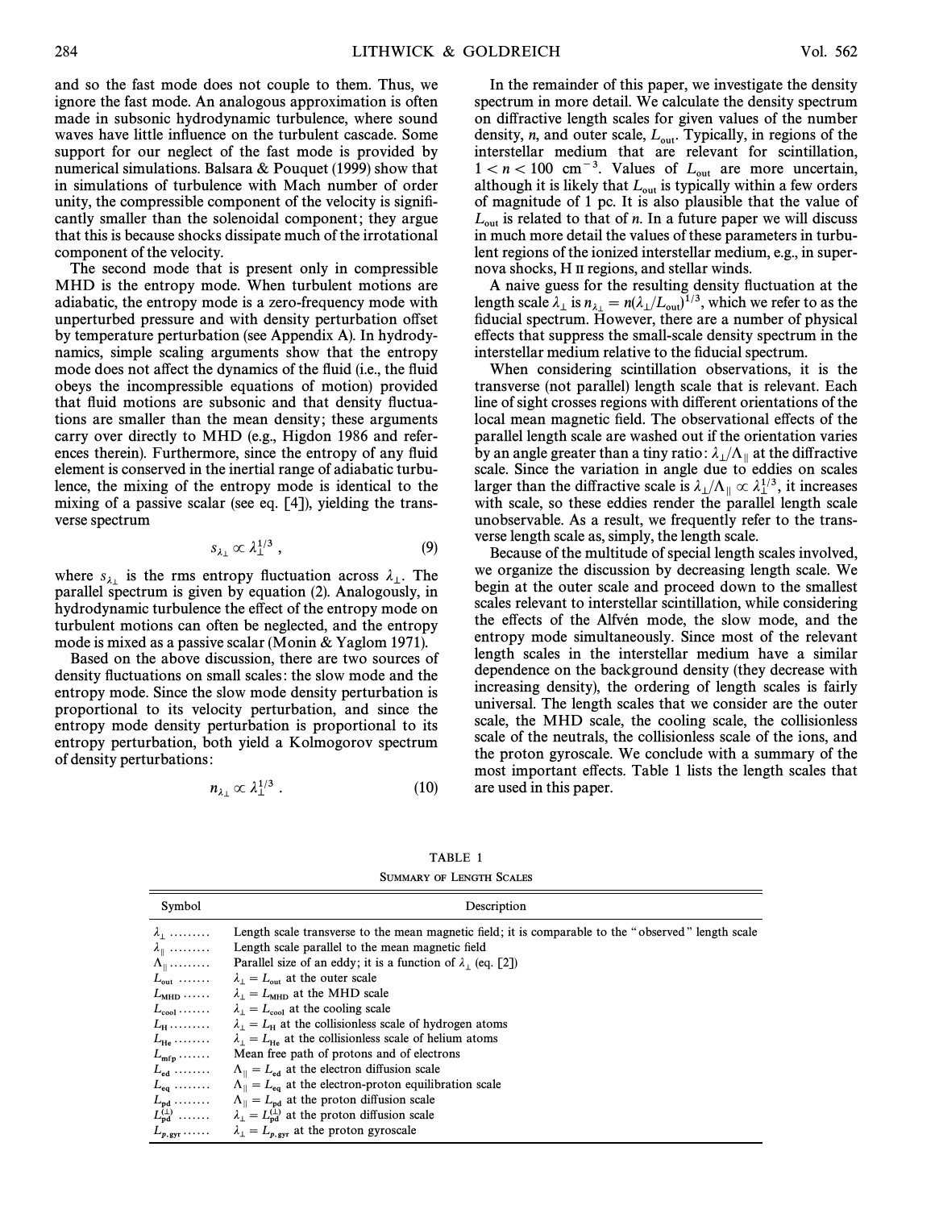and so the fast mode does not couple to them. Thus, we ignore the fast mode. An analogous approximation is often made in subsonic hydrodynamic turbulence, where sound waves have little influence on the turbulent cascade. Some support for our neglect of the fast mode is provided by numerical simulations. Balsara & Pouquet (1999) show that in simulations of turbulence with Mach number of order unity, the compressible component of the velocity is significantly smaller than the solenoidal component; they argue that this is because shocks dissipate much of the irrotational component of the velocity.

The second mode that is present only in compressible MHD is the entropy mode. When turbulent motions are adiabatic, the entropy mode is a zero-frequency mode with unperturbed pressure and with density perturbation offset by temperature perturbation (see Appendix A). In hydrodynamics, simple scaling arguments show that the entropy mode does not affect the dynamics of the fluid (i.e., the fluid obeys the incompressible equations of motion) provided that fluid motions are subsonic and that density fluctuations are smaller than the mean density; these arguments carry over directly to MHD (e.g., Higdon 1986 and references therein). Furthermore, since the entropy of any fluid element is conserved in the inertial range of adiabatic turbulence, the mixing of the entropy mode is identical to the mixing of a passive scalar (see eq. [4]), yielding the transverse spectrum

$$s_{\lambda_\perp} \propto \lambda_\perp^{1/3} , \tag{9}$$

where $s_{\lambda_\perp}$ is the rms entropy fluctuation across $\lambda_\perp$. The parallel spectrum is given by equation (2). Analogously, in hydrodynamic turbulence the effect of the entropy mode on turbulent motions can often be neglected, and the entropy mode is mixed as a passive scalar (Monin & Yaglom 1971).

Based on the above discussion, there are two sources of density fluctuations on small scales: the slow mode and the entropy mode. Since the slow mode density perturbation is proportional to its velocity perturbation, and since the entropy mode density perturbation is proportional to its entropy perturbation, both yield a Kolmogorov spectrum of density perturbations:

$$n_{\lambda_\perp} \propto \lambda_\perp^{1/3} . \tag{10}$$

In the remainder of this paper, we investigate the density spectrum in more detail. We calculate the density spectrum on diffractive length scales for given values of the number density, $n$, and outer scale, $L_{\rm out}$. Typically, in regions of the interstellar medium that are relevant for scintillation, $1 < n < 100$ cm$^{-3}$. Values of $L_{\rm out}$ are more uncertain, although it is likely that $L_{\rm out}$ is typically within a few orders of magnitude of 1 pc. It is also plausible that the value of $L_{\rm out}$ is related to that of $n$. In a future paper we will discuss in much more detail the values of these parameters in turbulent regions of the ionized interstellar medium, e.g., in supernova shocks, H II regions, and stellar winds.

A naive guess for the resulting density fluctuation at the length scale $\lambda_\perp$ is $n_{\lambda_\perp} = n(\lambda_\perp/L_{\rm out})^{1/3}$, which we refer to as the fiducial spectrum. However, there are a number of physical effects that suppress the small-scale density spectrum in the interstellar medium relative to the fiducial spectrum.

When considering scintillation observations, it is the transverse (not parallel) length scale that is relevant. Each line of sight crosses regions with different orientations of the local mean magnetic field. The observational effects of the parallel length scale are washed out if the orientation varies by an angle greater than a tiny ratio: $\lambda_\perp/\Lambda_\parallel$ at the diffractive scale. Since the variation in angle due to eddies on scales larger than the diffractive scale is $\lambda_\perp/\Lambda_\parallel \propto \lambda_\perp^{1/3}$, it increases with scale, so these eddies render the parallel length scale unobservable. As a result, we frequently refer to the transverse length scale as, simply, the length scale.

Because of the multitude of special length scales involved, we organize the discussion by decreasing length scale. We begin at the outer scale and proceed down to the smallest scales relevant to interstellar scintillation, while considering the effects of the Alfvén mode, the slow mode, and the entropy mode simultaneously. Since most of the relevant length scales in the interstellar medium have a similar dependence on the background density (they decrease with increasing density), the ordering of length scales is fairly universal. The length scales that we consider are the outer scale, the MHD scale, the cooling scale, the collisionless scale of the neutrals, the collisionless scale of the ions, and the proton gyroscale. We conclude with a summary of the most important effects. Table 1 lists the length scales that are used in this paper.

TABLE 1

SUMMARY OF LENGTH SCALES

| Symbol | Description |
|---|---|
| $\lambda_\perp$ ........ | Length scale transverse to the mean magnetic field; it is comparable to the "observed" length scale |
| $\lambda_\parallel$ ........ | Length scale parallel to the mean magnetic field |
| $\Lambda_\parallel$ ........ | Parallel size of an eddy; it is a function of $\lambda_\perp$ (eq. [2]) |
| $L_{\rm out}$ ....... | $\lambda_\perp = L_{\rm out}$ at the outer scale |
| $L_{\rm MHD}$ ...... | $\lambda_\perp = L_{\rm MHD}$ at the MHD scale |
| $L_{\rm cool}$ ....... | $\lambda_\perp = L_{\rm cool}$ at the cooling scale |
| $L_{\rm H}$ ......... | $\lambda_\perp = L_{\rm H}$ at the collisionless scale of hydrogen atoms |
| $L_{\rm He}$ ........ | $\lambda_\perp = L_{\rm He}$ at the collisionless scale of helium atoms |
| $L_{\rm mfp}$ ....... | Mean free path of protons and of electrons |
| $L_{\rm ed}$ ........ | $\Lambda_\parallel = L_{\rm ed}$ at the electron diffusion scale |
| $L_{\rm eq}$ ........ | $\Lambda_\parallel = L_{\rm eq}$ at the electron-proton equilibration scale |
| $L_{\rm pd}$ ........ | $\Lambda_\parallel = L_{\rm pd}$ at the proton diffusion scale |
| $L_{\rm pd}^{(\perp)}$ ....... | $\lambda_\perp = L_{\rm pd}^{(\perp)}$ at the proton diffusion scale |
| $L_{p,\rm gyr}$ ...... | $\lambda_\perp = L_{p,\rm gyr}$ at the proton gyroscale |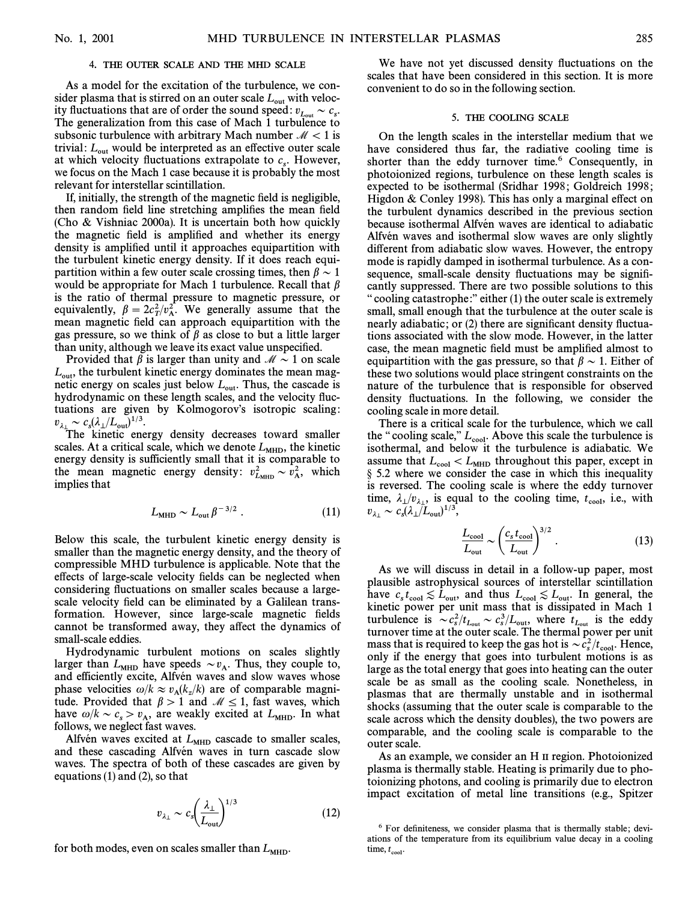## 4. THE OUTER SCALE AND THE MHD SCALE

As a model for the excitation of the turbulence, we consider plasma that is stirred on an outer scale $L_{\rm out}$ with velocity fluctuations that are of order the sound speed: $v_{L_{\rm out}} \sim c_s$. The generalization from this case of Mach 1 turbulence to subsonic turbulence with arbitrary Mach number $\mathscr{M} < 1$ is trivial: $L_{\rm out}$ would be interpreted as an effective outer scale at which velocity fluctuations extrapolate to $c_s$. However, we focus on the Mach 1 case because it is probably the most relevant for interstellar scintillation.

If, initially, the strength of the magnetic field is negligible, then random field line stretching amplifies the mean field (Cho & Vishniac 2000a). It is uncertain both how quickly the magnetic field is amplified and whether its energy density is amplified until it approaches equipartition with the turbulent kinetic energy density. If it does reach equipartition within a few outer scale crossing times, then $\beta \sim 1$ would be appropriate for Mach 1 turbulence. Recall that $\beta$ is the ratio of thermal pressure to magnetic pressure, or equivalently, $\beta = 2c_T^2/v_A^2$. We generally assume that the mean magnetic field can approach equipartition with the gas pressure, so we think of $\beta$ as close to but a little larger than unity, although we leave its exact value unspecified.

Provided that $\beta$ is larger than unity and $\mathscr{M} \sim 1$ on scale $L_{\rm out}$, the turbulent kinetic energy dominates the mean magnetic energy on scales just below $L_{\rm out}$. Thus, the cascade is hydrodynamic on these length scales, and the velocity fluctuations are given by Kolmogorov's isotropic scaling: $v_{\lambda_\perp} \sim c_s(\lambda_\perp/L_{\rm out})^{1/3}$.

The kinetic energy density decreases toward smaller scales. At a critical scale, which we denote $L_{\rm MHD}$, the kinetic energy density is sufficiently small that it is comparable to the mean magnetic energy density: $v_{L_{\rm MHD}}^2 \sim v_A^2$, which implies that

$$L_{\rm MHD} \sim L_{\rm out}\,\beta^{-3/2}\ . \tag{11}$$

Below this scale, the turbulent kinetic energy density is smaller than the magnetic energy density, and the theory of compressible MHD turbulence is applicable. Note that the effects of large-scale velocity fields can be neglected when considering fluctuations on smaller scales because a large-scale velocity field can be eliminated by a Galilean transformation. However, since large-scale magnetic fields cannot be transformed away, they affect the dynamics of small-scale eddies.

Hydrodynamic turbulent motions on scales slightly larger than $L_{\rm MHD}$ have speeds $\sim v_A$. Thus, they couple to, and efficiently excite, Alfvén waves and slow waves whose phase velocities $\omega/k \approx v_A(k_z/k)$ are of comparable magnitude. Provided that $\beta > 1$ and $\mathscr{M} \leq 1$, fast waves, which have $\omega/k \sim c_s > v_A$, are weakly excited at $L_{\rm MHD}$. In what follows, we neglect fast waves.

Alfvén waves excited at $L_{\rm MHD}$ cascade to smaller scales, and these cascading Alfvén waves in turn cascade slow waves. The spectra of both of these cascades are given by equations (1) and (2), so that

$$v_{\lambda_\perp} \sim c_s\left(\frac{\lambda_\perp}{L_{\rm out}}\right)^{1/3} \tag{12}$$

for both modes, even on scales smaller than $L_{\rm MHD}$.

We have not yet discussed density fluctuations on the scales that have been considered in this section. It is more convenient to do so in the following section.

## 5. THE COOLING SCALE

On the length scales in the interstellar medium that we have considered thus far, the radiative cooling time is shorter than the eddy turnover time.[6] Consequently, in photoionized regions, turbulence on these length scales is expected to be isothermal (Sridhar 1998; Goldreich 1998; Higdon & Conley 1998). This has only a marginal effect on the turbulent dynamics described in the previous section because isothermal Alfvén waves are identical to adiabatic Alfvén waves and isothermal slow waves are only slightly different from adiabatic slow waves. However, the entropy mode is rapidly damped in isothermal turbulence. As a consequence, small-scale density fluctuations may be significantly suppressed. There are two possible solutions to this "cooling catastrophe:" either (1) the outer scale is extremely small, small enough that the turbulence at the outer scale is nearly adiabatic; or (2) there are significant density fluctuations associated with the slow mode. However, in the latter case, the mean magnetic field must be amplified almost to equipartition with the gas pressure, so that $\beta \sim 1$. Either of these two solutions would place stringent constraints on the nature of the turbulence that is responsible for observed density fluctuations. In the following, we consider the cooling scale in more detail.

There is a critical scale for the turbulence, which we call the "cooling scale," $L_{\rm cool}$. Above this scale the turbulence is isothermal, and below it the turbulence is adiabatic. We assume that $L_{\rm cool} < L_{\rm MHD}$ throughout this paper, except in § 5.2 where we consider the case in which this inequality is reversed. The cooling scale is where the eddy turnover time, $\lambda_\perp/v_{\lambda_\perp}$, is equal to the cooling time, $t_{\rm cool}$, i.e., with $v_{\lambda_\perp} \sim c_s(\lambda_\perp/L_{\rm out})^{1/3}$,

$$\frac{L_{\rm cool}}{L_{\rm out}} \sim \left(\frac{c_s t_{\rm cool}}{L_{\rm out}}\right)^{3/2}\ . \tag{13}$$

As we will discuss in detail in a follow-up paper, most plausible astrophysical sources of interstellar scintillation have $c_s t_{\rm cool} \lesssim L_{\rm out}$, and thus $L_{\rm cool} \lesssim L_{\rm out}$. In general, the kinetic power per unit mass that is dissipated in Mach 1 turbulence is $\sim c_s^2/t_{L_{\rm out}} \sim c_s^3/L_{\rm out}$, where $t_{L_{\rm out}}$ is the eddy turnover time at the outer scale. The thermal power per unit mass that is required to keep the gas hot is $\sim c_s^2/t_{\rm cool}$. Hence, only if the energy that goes into turbulent motions is as large as the total energy that goes into heating can the outer scale be as small as the cooling scale. Nonetheless, in plasmas that are thermally unstable and in isothermal shocks (assuming that the outer scale is comparable to the scale across which the density doubles), the two powers are comparable, and the cooling scale is comparable to the outer scale.

As an example, we consider an H II region. Photoionized plasma is thermally stable. Heating is primarily due to photoionizing photons, and cooling is primarily due to electron impact excitation of metal line transitions (e.g., Spitzer

[6] For definiteness, we consider plasma that is thermally stable; deviations of the temperature from its equilibrium value decay in a cooling time, $t_{\rm cool}$.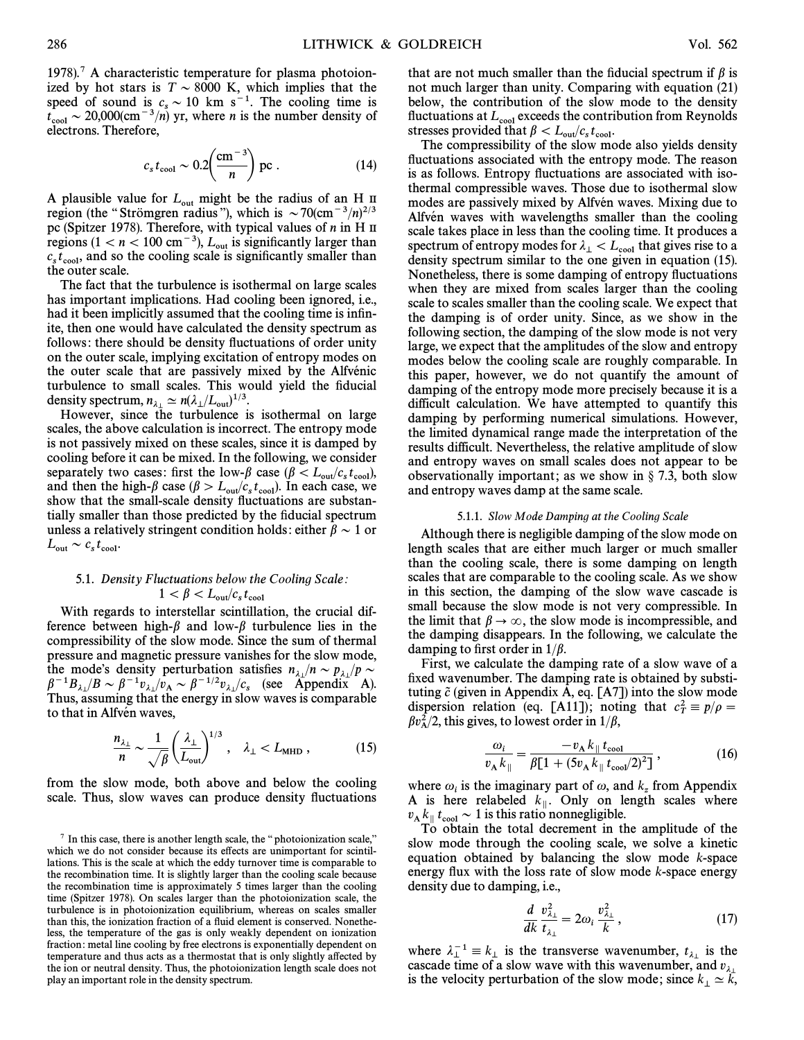1978).[7] A characteristic temperature for plasma photoionized by hot stars is $T \sim 8000$ K, which implies that the speed of sound is $c_s \sim 10 \text{ km s}^{-1}$. The cooling time is $t_{\rm cool} \sim 20{,}000(\text{cm}^{-3}/n)$ yr, where $n$ is the number density of electrons. Therefore,

$$c_s t_{\rm cool} \sim 0.2\left(\frac{\text{cm}^{-3}}{n}\right) \text{pc} . \tag{14}$$

A plausible value for $L_{\rm out}$ might be the radius of an H II region (the "Strömgren radius"), which is $\sim 70(\text{cm}^{-3}/n)^{2/3}$ pc (Spitzer 1978). Therefore, with typical values of $n$ in H II regions ($1 < n < 100 \text{ cm}^{-3}$), $L_{\rm out}$ is significantly larger than $c_s t_{\rm cool}$, and so the cooling scale is significantly smaller than the outer scale.

The fact that the turbulence is isothermal on large scales has important implications. Had cooling been ignored, i.e., had it been implicitly assumed that the cooling time is infinite, then one would have calculated the density spectrum as follows: there should be density fluctuations of order unity on the outer scale, implying excitation of entropy modes on the outer scale that are passively mixed by the Alfvénic turbulence to small scales. This would yield the fiducial density spectrum, $n_{\lambda_\perp} \simeq n(\lambda_\perp/L_{\rm out})^{1/3}$.

However, since the turbulence is isothermal on large scales, the above calculation is incorrect. The entropy mode is not passively mixed on these scales, since it is damped by cooling before it can be mixed. In the following, we consider separately two cases: first the low-$\beta$ case ($\beta < L_{\rm out}/c_s t_{\rm cool}$), and then the high-$\beta$ case ($\beta > L_{\rm out}/c_s t_{\rm cool}$). In each case, we show that the small-scale density fluctuations are substantially smaller than those predicted by the fiducial spectrum unless a relatively stringent condition holds: either $\beta \sim 1$ or $L_{\rm out} \sim c_s t_{\rm cool}$.

### 5.1. *Density Fluctuations below the Cooling Scale: $1 < \beta < L_{\rm out}/c_s t_{\rm cool}$*

With regards to interstellar scintillation, the crucial difference between high-$\beta$ and low-$\beta$ turbulence lies in the compressibility of the slow mode. Since the sum of thermal pressure and magnetic pressure vanishes for the slow mode, the mode's density perturbation satisfies $n_{\lambda_\perp}/n \sim p_{\lambda_\perp}/p \sim \beta^{-1}B_{\lambda_\perp}/B \sim \beta^{-1}v_{\lambda_\perp}/v_{\rm A} \sim \beta^{-1/2}v_{\lambda_\perp}/c_s$ (see Appendix A). Thus, assuming that the energy in slow waves is comparable to that in Alfvén waves,

$$\frac{n_{\lambda_\perp}}{n} \sim \frac{1}{\sqrt{\beta}}\left(\frac{\lambda_\perp}{L_{\rm out}}\right)^{1/3}, \quad \lambda_\perp < L_{\rm MHD} , \tag{15}$$

from the slow mode, both above and below the cooling scale. Thus, slow waves can produce density fluctuations that are not much smaller than the fiducial spectrum if $\beta$ is not much larger than unity. Comparing with equation (21) below, the contribution of the slow mode to the density fluctuations at $L_{\rm cool}$ exceeds the contribution from Reynolds stresses provided that $\beta < L_{\rm out}/c_s t_{\rm cool}$.

The compressibility of the slow mode also yields density fluctuations associated with the entropy mode. The reason is as follows. Entropy fluctuations are associated with isothermal compressible waves. Those due to isothermal slow modes are passively mixed by Alfvén waves. Mixing due to Alfvén waves with wavelengths smaller than the cooling scale takes place in less than the cooling time. It produces a spectrum of entropy modes for $\lambda_\perp < L_{\rm cool}$ that gives rise to a density spectrum similar to the one given in equation (15). Nonetheless, there is some damping of entropy fluctuations when they are mixed from scales larger than the cooling scale to scales smaller than the cooling scale. We expect that the damping is of order unity. Since, as we show in the following section, the damping of the slow mode is not very large, we expect that the amplitudes of the slow and entropy modes below the cooling scale are roughly comparable. In this paper, however, we do not quantify the amount of damping of the entropy mode more precisely because it is a difficult calculation. We have attempted to quantify this damping by performing numerical simulations. However, the limited dynamical range made the interpretation of the results difficult. Nevertheless, the relative amplitude of slow and entropy waves on small scales does not appear to be observationally important; as we show in § 7.3, both slow and entropy waves damp at the same scale.

#### 5.1.1. *Slow Mode Damping at the Cooling Scale*

Although there is negligible damping of the slow mode on length scales that are either much larger or much smaller than the cooling scale, there is some damping on length scales that are comparable to the cooling scale. As we show in this section, the damping of the slow wave cascade is small because the slow mode is not very compressible. In the limit that $\beta \to \infty$, the slow mode is incompressible, and the damping disappears. In the following, we calculate the damping to first order in $1/\beta$.

First, we calculate the damping rate of a slow wave of a fixed wavenumber. The damping rate is obtained by substituting $\tilde{c}$ (given in Appendix A, eq. [A7]) into the slow mode dispersion relation (eq. [A11]); noting that $c_T^2 \equiv p/\rho = \beta v_{\rm A}^2/2$, this gives, to lowest order in $1/\beta$,

$$\frac{\omega_i}{v_{\rm A} k_\parallel} = \frac{-v_{\rm A} k_\parallel t_{\rm cool}}{\beta[1 + (5 v_{\rm A} k_\parallel t_{\rm cool}/2)^2]} , \tag{16}$$

where $\omega_i$ is the imaginary part of $\omega$, and $k_z$ from Appendix A is here relabeled $k_\parallel$. Only on length scales where $v_{\rm A} k_\parallel t_{\rm cool} \sim 1$ is this ratio nonnegligible.

To obtain the total decrement in the amplitude of the slow mode through the cooling scale, we solve a kinetic equation obtained by balancing the slow mode $k$-space energy flux with the loss rate of slow mode $k$-space energy density due to damping, i.e.,

$$\frac{d}{dk}\frac{v_{\lambda_\perp}^2}{t_{\lambda_\perp}} = 2\omega_i \frac{v_{\lambda_\perp}^2}{k} , \tag{17}$$

where $\lambda_\perp^{-1} \equiv k_\perp$ is the transverse wavenumber, $t_{\lambda_\perp}$ is the cascade time of a slow wave with this wavenumber, and $v_{\lambda_\perp}$ is the velocity perturbation of the slow mode; since $k_\perp \simeq k$,

[7] In this case, there is another length scale, the "photoionization scale," which we do not consider because its effects are unimportant for scintillations. This is the scale at which the eddy turnover time is comparable to the recombination time. It is slightly larger than the cooling scale because the recombination time is approximately 5 times larger than the cooling time (Spitzer 1978). On scales larger than the photoionization scale, the turbulence is in photoionization equilibrium, whereas on scales smaller than this, the ionization fraction of a fluid element is conserved. Nonetheless, the temperature of the gas is only weakly dependent on ionization fraction: metal line cooling by free electrons is exponentially dependent on temperature and thus acts as a thermostat that is only slightly affected by the ion or neutral density. Thus, the photoionization length scale does not play an important role in the density spectrum.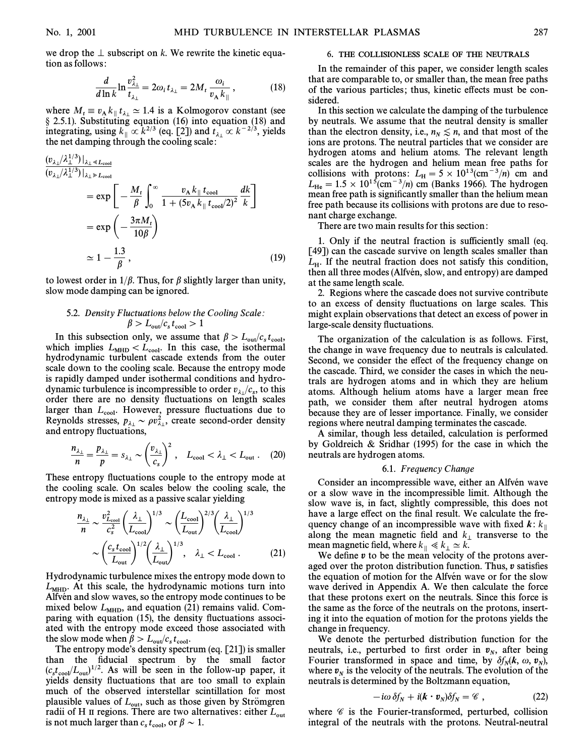we drop the $\perp$ subscript on $k$. We rewrite the kinetic equation as follows:

$$\frac{d}{d\ln k}\ln\frac{v_{\lambda_\perp}^2}{t_{\lambda_\perp}} = 2\omega_i t_{\lambda_\perp} = 2M_t\frac{\omega_i}{v_A k_\parallel}\,, \tag{18}$$

where $M_t \equiv v_A k_\parallel t_{\lambda_\perp} \simeq 1.4$ is a Kolmogorov constant (see § 2.5.1). Substituting equation (16) into equation (18) and integrating, using $k_\parallel \propto k^{2/3}$ (eq. [2]) and $t_{\lambda_\perp} \propto k^{-2/3}$, yields the net damping through the cooling scale:

$$\begin{aligned}
&\frac{(v_{\lambda_\perp}/\lambda_\perp^{1/3})|_{\lambda_\perp \ll L_{\rm cool}}}{(v_{\lambda_\perp}/\lambda_\perp^{1/3})|_{\lambda_\perp \gg L_{\rm cool}}} \\
&= \exp\left[-\frac{M_t}{\beta}\int_0^\infty \frac{v_A k_\parallel t_{\rm cool}}{1+(5v_A k_\parallel t_{\rm cool}/2)^2}\frac{dk}{k}\right] \\
&= \exp\left(-\frac{3\pi M_t}{10\beta}\right) \\
&\simeq 1 - \frac{1.3}{\beta}\,,
\end{aligned} \tag{19}$$

to lowest order in $1/\beta$. Thus, for $\beta$ slightly larger than unity, slow mode damping can be ignored.

### 5.2. *Density Fluctuations below the Cooling Scale: $\beta > L_{\rm out}/c_s t_{\rm cool} > 1$*

In this subsection only, we assume that $\beta > L_{\rm out}/c_s t_{\rm cool}$, which implies $L_{\rm MHD} < L_{\rm cool}$. In this case, the isothermal hydrodynamic turbulent cascade extends from the outer scale down to the cooling scale. Because the entropy mode is rapidly damped under isothermal conditions and hydrodynamic turbulence is incompressible to order $v_{\lambda_\perp}/c_s$, to this order there are no density fluctuations on length scales larger than $L_{\rm cool}$. However, pressure fluctuations due to Reynolds stresses, $p_{\lambda_\perp} \sim \rho v_{\lambda_\perp}^2$, create second-order density and entropy fluctuations,

$$\frac{n_{\lambda_\perp}}{n} = \frac{p_{\lambda_\perp}}{p} = s_{\lambda_\perp} \sim \left(\frac{v_{\lambda_\perp}}{c_s}\right)^2\,, \quad L_{\rm cool} < \lambda_\perp < L_{\rm out}\,. \tag{20}$$

These entropy fluctuations couple to the entropy mode at the cooling scale. On scales below the cooling scale, the entropy mode is mixed as a passive scalar yielding

$$\begin{aligned}
\frac{n_{\lambda_\perp}}{n} &\sim \frac{v_{L_{\rm cool}}^2}{c_s^2}\left(\frac{\lambda_\perp}{L_{\rm cool}}\right)^{1/3} \sim \left(\frac{L_{\rm cool}}{L_{\rm out}}\right)^{2/3}\left(\frac{\lambda_\perp}{L_{\rm cool}}\right)^{1/3} \\
&\sim \left(\frac{c_s t_{\rm cool}}{L_{\rm out}}\right)^{1/2}\left(\frac{\lambda_\perp}{L_{\rm out}}\right)^{1/3}\,, \quad \lambda_\perp < L_{\rm cool}\,.
\end{aligned} \tag{21}$$

Hydrodynamic turbulence mixes the entropy mode down to $L_{\rm MHD}$. At this scale, the hydrodynamic motions turn into Alfvén and slow waves, so the entropy mode continues to be mixed below $L_{\rm MHD}$, and equation (21) remains valid. Comparing with equation (15), the density fluctuations associated with the entropy mode exceed those associated with the slow mode when $\beta > L_{\rm out}/c_s t_{\rm cool}$.

The entropy mode's density spectrum (eq. [21]) is smaller than the fiducial spectrum by the small factor $(c_s t_{\rm cool}/L_{\rm out})^{1/2}$. As will be seen in the follow-up paper, it yields density fluctuations that are too small to explain much of the observed interstellar scintillation for most plausible values of $L_{\rm out}$, such as those given by Strömgren radii of H II regions. There are two alternatives: either $L_{\rm out}$ is not much larger than $c_s t_{\rm cool}$, or $\beta \sim 1$.

## 6. THE COLLISIONLESS SCALE OF THE NEUTRALS

In the remainder of this paper, we consider length scales that are comparable to, or smaller than, the mean free paths of the various particles; thus, kinetic effects must be considered.

In this section we calculate the damping of the turbulence by neutrals. We assume that the neutral density is smaller than the electron density, i.e., $n_N \lesssim n$, and that most of the ions are protons. The neutral particles that we consider are hydrogen atoms and helium atoms. The relevant length scales are the hydrogen and helium mean free paths for collisions with protons: $L_{\rm H} = 5 \times 10^{13}({\rm cm}^{-3}/n)$ cm and $L_{\rm He} = 1.5 \times 10^{15}({\rm cm}^{-3}/n)$ cm (Banks 1966). The hydrogen mean free path is significantly smaller than the helium mean free path because its collisions with protons are due to resonant charge exchange.

There are two main results for this section:

1. Only if the neutral fraction is sufficiently small (eq. [49]) can the cascade survive on length scales smaller than $L_{\rm H}$. If the neutral fraction does not satisfy this condition, then all three modes (Alfvén, slow, and entropy) are damped at the same length scale.
2. Regions where the cascade does not survive contribute to an excess of density fluctuations on large scales. This might explain observations that detect an excess of power in large-scale density fluctuations.

The organization of the calculation is as follows. First, the change in wave frequency due to neutrals is calculated. Second, we consider the effect of the frequency change on the cascade. Third, we consider the cases in which the neutrals are hydrogen atoms and in which they are helium atoms. Although helium atoms have a larger mean free path, we consider them after neutral hydrogen atoms because they are of lesser importance. Finally, we consider regions where neutral damping terminates the cascade.

A similar, though less detailed, calculation is performed by Goldreich & Sridhar (1995) for the case in which the neutrals are hydrogen atoms.

### 6.1. *Frequency Change*

Consider an incompressible wave, either an Alfvén wave or a slow wave in the incompressible limit. Although the slow wave is, in fact, slightly compressible, this does not have a large effect on the final result. We calculate the frequency change of an incompressible wave with fixed $\boldsymbol{k}$: $k_\parallel$ along the mean magnetic field and $k_\perp$ transverse to the mean magnetic field, where $k_\parallel \ll k_\perp \simeq k$.

We define $\boldsymbol{v}$ to be the mean velocity of the protons averaged over the proton distribution function. Thus, $\boldsymbol{v}$ satisfies the equation of motion for the Alfvén wave or for the slow wave derived in Appendix A. We then calculate the force that these protons exert on the neutrals. Since this force is the same as the force of the neutrals on the protons, inserting it into the equation of motion for the protons yields the change in frequency.

We denote the perturbed distribution function for the neutrals, i.e., perturbed to first order in $\boldsymbol{v}_N$, after being Fourier transformed in space and time, by $\delta f_N(\boldsymbol{k}, \omega, \boldsymbol{v}_N)$, where $\boldsymbol{v}_N$ is the velocity of the neutrals. The evolution of the neutrals is determined by the Boltzmann equation,

$$-i\omega\,\delta f_N + i(\boldsymbol{k}\cdot\boldsymbol{v}_N)\delta f_N = \mathscr{C}\,, \tag{22}$$

where $\mathscr{C}$ is the Fourier-transformed, perturbed, collision integral of the neutrals with the protons. Neutral-neutral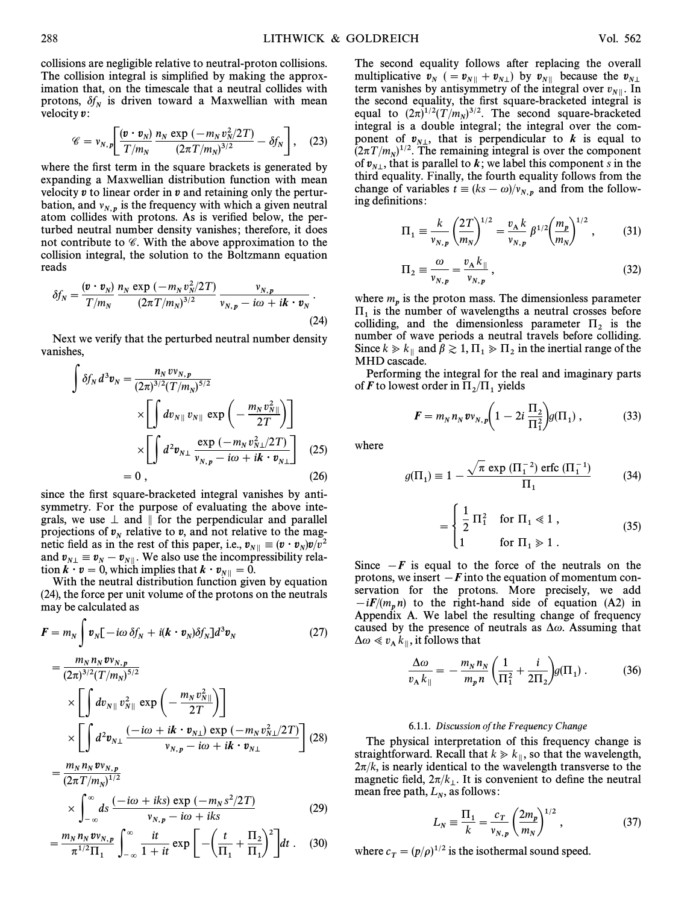collisions are negligible relative to neutral-proton collisions. The collision integral is simplified by making the approximation that, on the timescale that a neutral collides with protons, $\delta f_N$ is driven toward a Maxwellian with mean velocity $\boldsymbol{v}$:

$$\mathscr{C} = \nu_{N,p}\left[\frac{(\boldsymbol{v}\cdot\boldsymbol{v}_N)}{T/m_N}\frac{n_N \exp(-m_N v_N^2/2T)}{(2\pi T/m_N)^{3/2}} - \delta f_N\right], \quad (23)$$

where the first term in the square brackets is generated by expanding a Maxwellian distribution function with mean velocity $\boldsymbol{v}$ to linear order in $\boldsymbol{v}$ and retaining only the perturbation, and $\nu_{N,p}$ is the frequency with which a given neutral atom collides with protons. As is verified below, the perturbed neutral number density vanishes; therefore, it does not contribute to $\mathscr{C}$. With the above approximation to the collision integral, the solution to the Boltzmann equation reads

$$\delta f_N = \frac{(\boldsymbol{v}\cdot\boldsymbol{v}_N)}{T/m_N}\frac{n_N \exp(-m_N v_N^2/2T)}{(2\pi T/m_N)^{3/2}}\frac{\nu_{N,p}}{\nu_{N,p} - i\omega + i\boldsymbol{k}\cdot\boldsymbol{v}_N}. \quad (24)$$

Next we verify that the perturbed neutral number density vanishes,

$$\int \delta f_N\, d^3\boldsymbol{v}_N = \frac{n_N v \nu_{N,p}}{(2\pi)^{3/2}(T/m_N)^{5/2}} \times\left[\int dv_{N\parallel}\, v_{N\parallel}\exp\left(-\frac{m_N v_{N\parallel}^2}{2T}\right)\right] \times\left[\int d^2\boldsymbol{v}_{N\perp}\frac{\exp(-m_N v_{N\perp}^2/2T)}{\nu_{N,p} - i\omega + i\boldsymbol{k}\cdot\boldsymbol{v}_{N\perp}}\right] \quad (25)$$

$$= 0, \quad (26)$$

since the first square-bracketed integral vanishes by antisymmetry. For the purpose of evaluating the above integrals, we use $\perp$ and $\parallel$ for the perpendicular and parallel projections of $\boldsymbol{v}_N$ relative to $\boldsymbol{v}$, and not relative to the magnetic field as in the rest of this paper, i.e., $\boldsymbol{v}_{N\parallel} \equiv (\boldsymbol{v}\cdot\boldsymbol{v}_N)\boldsymbol{v}/v^2$ and $\boldsymbol{v}_{N\perp} \equiv \boldsymbol{v}_N - \boldsymbol{v}_{N\parallel}$. We also use the incompressibility relation $\boldsymbol{k}\cdot\boldsymbol{v} = 0$, which implies that $\boldsymbol{k}\cdot\boldsymbol{v}_{N\parallel} = 0$.

With the neutral distribution function given by equation (24), the force per unit volume of the protons on the neutrals may be calculated as

$$\boldsymbol{F} = m_N \int \boldsymbol{v}_N[-i\omega\,\delta f_N + i(\boldsymbol{k}\cdot\boldsymbol{v}_N)\delta f_N]\,d^3\boldsymbol{v}_N \quad (27)$$

$$= \frac{m_N n_N \boldsymbol{v}\nu_{N,p}}{(2\pi)^{3/2}(T/m_N)^{5/2}} \times\left[\int dv_{N\parallel}\, v_{N\parallel}^2\exp\left(-\frac{m_N v_{N\parallel}^2}{2T}\right)\right] \times\left[\int d^2\boldsymbol{v}_{N\perp}\frac{(-i\omega + i\boldsymbol{k}\cdot\boldsymbol{v}_{N\perp})\exp(-m_N v_{N\perp}^2/2T)}{\nu_{N,p} - i\omega + i\boldsymbol{k}\cdot\boldsymbol{v}_{N\perp}}\right] \quad (28)$$

$$= \frac{m_N n_N \boldsymbol{v}\nu_{N,p}}{(2\pi T/m_N)^{1/2}} \times\int_{-\infty}^{\infty} ds\,\frac{(-i\omega + iks)\exp(-m_N s^2/2T)}{\nu_{N,p} - i\omega + iks} \quad (29)$$

$$= \frac{m_N n_N \boldsymbol{v}\nu_{N,p}}{\pi^{1/2}\Pi_1}\int_{-\infty}^{\infty}\frac{it}{1+it}\exp\left[-\left(\frac{t}{\Pi_1} + \frac{\Pi_2}{\Pi_1}\right)^2\right]dt. \quad (30)$$

The second equality follows after replacing the overall multiplicative $\boldsymbol{v}_N$ ($= \boldsymbol{v}_{N\parallel} + \boldsymbol{v}_{N\perp}$) by $\boldsymbol{v}_{N\parallel}$ because the $\boldsymbol{v}_{N\perp}$ term vanishes by antisymmetry of the integral over $v_{N\parallel}$. In the second equality, the first square-bracketed integral is equal to $(2\pi)^{1/2}(T/m_N)^{3/2}$. The second square-bracketed integral is a double integral; the integral over the component of $\boldsymbol{v}_{N\perp}$ that is perpendicular to $\boldsymbol{k}$ is equal to $(2\pi T/m_N)^{1/2}$. The remaining integral is over the component of $\boldsymbol{v}_{N\perp}$ that is parallel to $\boldsymbol{k}$; we label this component $s$ in the third equality. Finally, the fourth equality follows from the change of variables $t \equiv (ks - \omega)/\nu_{N,p}$ and from the following definitions:

$$\Pi_1 \equiv \frac{k}{\nu_{N,p}}\left(\frac{2T}{m_N}\right)^{1/2} = \frac{v_A k}{\nu_{N,p}}\beta^{1/2}\left(\frac{m_p}{m_N}\right)^{1/2}, \quad (31)$$

$$\Pi_2 \equiv \frac{\omega}{\nu_{N,p}} = \frac{v_A k_\parallel}{\nu_{N,p}}, \quad (32)$$

where $m_p$ is the proton mass. The dimensionless parameter $\Pi_1$ is the number of wavelengths a neutral crosses before colliding, and the dimensionless parameter $\Pi_2$ is the number of wave periods a neutral travels before colliding. Since $k \gg k_\parallel$ and $\beta \gtrsim 1$, $\Pi_1 \gg \Pi_2$ in the inertial range of the MHD cascade.

Performing the integral for the real and imaginary parts of $\boldsymbol{F}$ to lowest order in $\Pi_2/\Pi_1$ yields

$$\boldsymbol{F} = m_N n_N \boldsymbol{v}\nu_{N,p}\left(1 - 2i\frac{\Pi_2}{\Pi_1^2}\right)g(\Pi_1), \quad (33)$$

where

$$g(\Pi_1) \equiv 1 - \frac{\sqrt{\pi}\exp(\Pi_1^{-2})\,\mathrm{erfc}(\Pi_1^{-1})}{\Pi_1} \quad (34)$$

$$= \begin{cases} \frac{1}{2}\Pi_1^2 & \text{for } \Pi_1 \ll 1, \\ 1 & \text{for } \Pi_1 \gg 1. \end{cases} \quad (35)$$

Since $-\boldsymbol{F}$ is equal to the force of the neutrals on the protons, we insert $-\boldsymbol{F}$ into the equation of momentum conservation for the protons. More precisely, we add $-i\boldsymbol{F}/(m_p n)$ to the right-hand side of equation (A2) in Appendix A. We label the resulting change of frequency caused by the presence of neutrals as $\Delta\omega$. Assuming that $\Delta\omega \ll v_A k_\parallel$, it follows that

$$\frac{\Delta\omega}{v_A k_\parallel} = -\frac{m_N n_N}{m_p n}\left(\frac{1}{\Pi_1^2} + \frac{i}{2\Pi_2}\right)g(\Pi_1). \quad (36)$$

#### 6.1.1. *Discussion of the Frequency Change*

The physical interpretation of this frequency change is straightforward. Recall that $k \gg k_\parallel$, so that the wavelength, $2\pi/k$, is nearly identical to the wavelength transverse to the magnetic field, $2\pi/k_\perp$. It is convenient to define the neutral mean free path, $L_N$, as follows:

$$L_N \equiv \frac{\Pi_1}{k} = \frac{c_T}{\nu_{N,p}}\left(\frac{2m_p}{m_N}\right)^{1/2}, \quad (37)$$

where $c_T = (p/\rho)^{1/2}$ is the isothermal sound speed.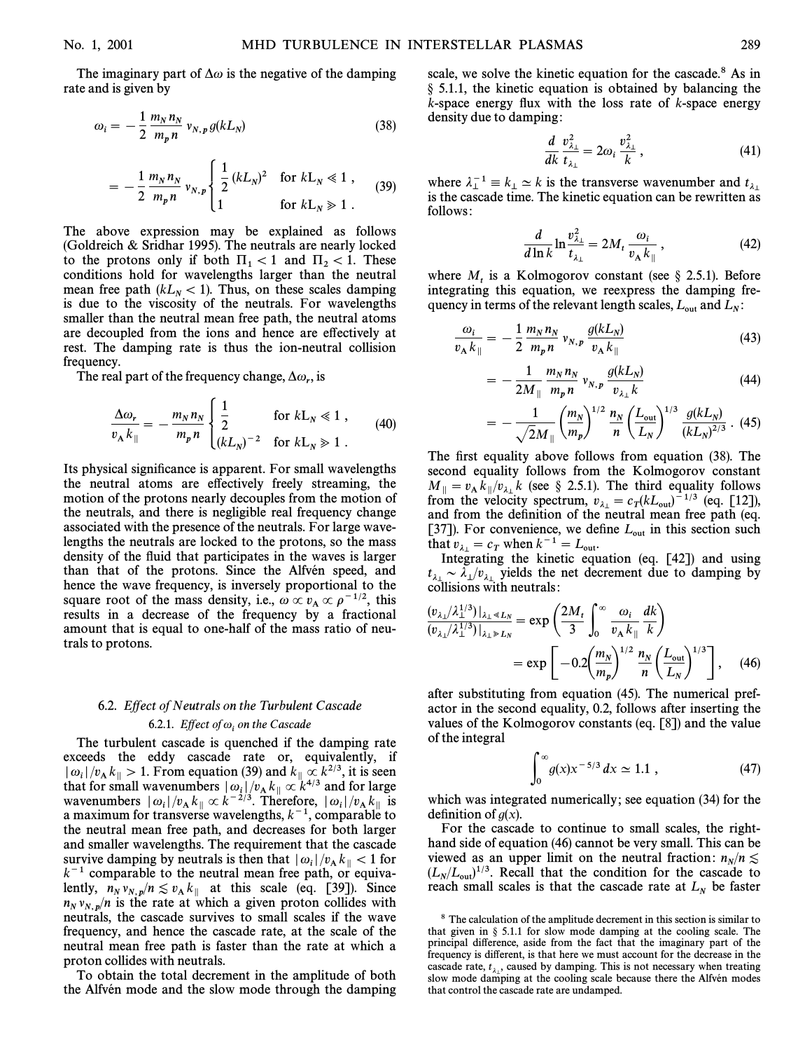The imaginary part of $\Delta\omega$ is the negative of the damping rate and is given by

$$\omega_i = -\frac{1}{2}\frac{m_N n_N}{m_p n} \nu_{N,p}\, g(kL_N) \tag{38}$$

$$= -\frac{1}{2}\frac{m_N n_N}{m_p n} \nu_{N,p} \begin{cases} \frac{1}{2}(kL_N)^2 & \text{for } kL_N \ll 1 \,, \\ 1 & \text{for } kL_N \gg 1 \,. \end{cases} \tag{39}$$

The above expression may be explained as follows (Goldreich & Sridhar 1995). The neutrals are nearly locked to the protons only if both $\Pi_1 < 1$ and $\Pi_2 < 1$. These conditions hold for wavelengths larger than the neutral mean free path ($kL_N < 1$). Thus, on these scales damping is due to the viscosity of the neutrals. For wavelengths smaller than the neutral mean free path, the neutral atoms are decoupled from the ions and hence are effectively at rest. The damping rate is thus the ion-neutral collision frequency.

The real part of the frequency change, $\Delta\omega_r$, is

$$\frac{\Delta\omega_r}{v_A k_\parallel} = -\frac{m_N n_N}{m_p n} \begin{cases} \frac{1}{2} & \text{for } kL_N \ll 1 \,, \\ (kL_N)^{-2} & \text{for } kL_N \gg 1 \,. \end{cases} \tag{40}$$

Its physical significance is apparent. For small wavelengths the neutral atoms are effectively freely streaming, the motion of the protons nearly decouples from the motion of the neutrals, and there is negligible real frequency change associated with the presence of the neutrals. For large wavelengths the neutrals are locked to the protons, so the mass density of the fluid that participates in the waves is larger than that of the protons. Since the Alfvén speed, and hence the wave frequency, is inversely proportional to the square root of the mass density, i.e., $\omega \propto v_A \propto \rho^{-1/2}$, this results in a decrease of the frequency by a fractional amount that is equal to one-half of the mass ratio of neutrals to protons.

### 6.2. *Effect of Neutrals on the Turbulent Cascade*

#### 6.2.1. *Effect of $\omega_i$ on the Cascade*

The turbulent cascade is quenched if the damping rate exceeds the eddy cascade rate or, equivalently, if $|\omega_i|/v_A k_\parallel > 1$. From equation (39) and $k_\parallel \propto k^{2/3}$, it is seen that for small wavenumbers $|\omega_i|/v_A k_\parallel \propto k^{4/3}$ and for large wavenumbers $|\omega_i|/v_A k_\parallel \propto k^{-2/3}$. Therefore, $|\omega_i|/v_A k_\parallel$ is a maximum for transverse wavelengths, $k^{-1}$, comparable to the neutral mean free path, and decreases for both larger and smaller wavelengths. The requirement that the cascade survive damping by neutrals is then that $|\omega_i|/v_A k_\parallel < 1$ for $k^{-1}$ comparable to the neutral mean free path, or equivalently, $n_N \nu_{N,p}/n \lesssim v_A k_\parallel$ at this scale (eq. [39]). Since $n_N \nu_{N,p}/n$ is the rate at which a given proton collides with neutrals, the cascade survives to small scales if the wave frequency, and hence the cascade rate, at the scale of the neutral mean free path is faster than the rate at which a proton collides with neutrals.

To obtain the total decrement in the amplitude of both the Alfvén mode and the slow mode through the damping scale, we solve the kinetic equation for the cascade.[8] As in § 5.1.1, the kinetic equation is obtained by balancing the $k$-space energy flux with the loss rate of $k$-space energy density due to damping:

$$\frac{d}{dk}\frac{v_{\lambda_\perp}^2}{t_{\lambda_\perp}} = 2\omega_i \frac{v_{\lambda_\perp}^2}{k} \,, \tag{41}$$

where $\lambda_\perp^{-1} \equiv k_\perp \simeq k$ is the transverse wavenumber and $t_{\lambda_\perp}$ is the cascade time. The kinetic equation can be rewritten as follows:

$$\frac{d}{d\ln k}\ln\frac{v_{\lambda_\perp}^2}{t_{\lambda_\perp}} = 2M_t \frac{\omega_i}{v_A k_\parallel} \,, \tag{42}$$

where $M_t$ is a Kolmogorov constant (see § 2.5.1). Before integrating this equation, we reexpress the damping frequency in terms of the relevant length scales, $L_{\rm out}$ and $L_N$:

$$\frac{\omega_i}{v_A k_\parallel} = -\frac{1}{2}\frac{m_N n_N}{m_p n}\nu_{N,p}\frac{g(kL_N)}{v_A k_\parallel} \tag{43}$$

$$= -\frac{1}{2M_\parallel}\frac{m_N n_N}{m_p n}\nu_{N,p}\frac{g(kL_N)}{v_{\lambda_\perp} k} \tag{44}$$

$$= -\frac{1}{\sqrt{2}M_\parallel}\left(\frac{m_N}{m_p}\right)^{1/2}\frac{n_N}{n}\left(\frac{L_{\rm out}}{L_N}\right)^{1/3}\frac{g(kL_N)}{(kL_N)^{2/3}} \,. \tag{45}$$

The first equality above follows from equation (38). The second equality follows from the Kolmogorov constant $M_\parallel = v_A k_\parallel / v_{\lambda_\perp} k$ (see § 2.5.1). The third equality follows from the velocity spectrum, $v_{\lambda_\perp} = c_T (kL_{\rm out})^{-1/3}$ (eq. [12]), and from the definition of the neutral mean free path (eq. [37]). For convenience, we define $L_{\rm out}$ in this section such that $v_{\lambda_\perp} = c_T$ when $k^{-1} = L_{\rm out}$.

Integrating the kinetic equation (eq. [42]) and using $t_{\lambda_\perp} \sim \lambda_\perp / v_{\lambda_\perp}$ yields the net decrement due to damping by collisions with neutrals:

$$\frac{(v_{\lambda_\perp}/\lambda_\perp^{1/3})|_{\lambda_\perp \ll L_N}}{(v_{\lambda_\perp}/\lambda_\perp^{1/3})|_{\lambda_\perp \gg L_N}} = \exp\left(\frac{2M_t}{3}\int_0^\infty \frac{\omega_i}{v_A k_\parallel}\frac{dk}{k}\right)$$

$$= \exp\left[-0.2\left(\frac{m_N}{m_p}\right)^{1/2}\frac{n_N}{n}\left(\frac{L_{\rm out}}{L_N}\right)^{1/3}\right] \,, \tag{46}$$

after substituting from equation (45). The numerical prefactor in the second equality, 0.2, follows after inserting the values of the Kolmogorov constants (eq. [8]) and the value of the integral

$$\int_0^\infty g(x) x^{-5/3}\, dx \simeq 1.1 \,, \tag{47}$$

which was integrated numerically; see equation (34) for the definition of $g(x)$.

For the cascade to continue to small scales, the right-hand side of equation (46) cannot be very small. This can be viewed as an upper limit on the neutral fraction: $n_N/n \lesssim (L_N/L_{\rm out})^{1/3}$. Recall that the condition for the cascade to reach small scales is that the cascade rate at $L_N$ be faster

[8] The calculation of the amplitude decrement in this section is similar to that given in § 5.1.1 for slow mode damping at the cooling scale. The principal difference, aside from the fact that the imaginary part of the frequency is different, is that here we must account for the decrease in the cascade rate, $t_{\lambda_\perp}$, caused by damping. This is not necessary when treating slow mode damping at the cooling scale because there the Alfvén modes that control the cascade rate are undamped.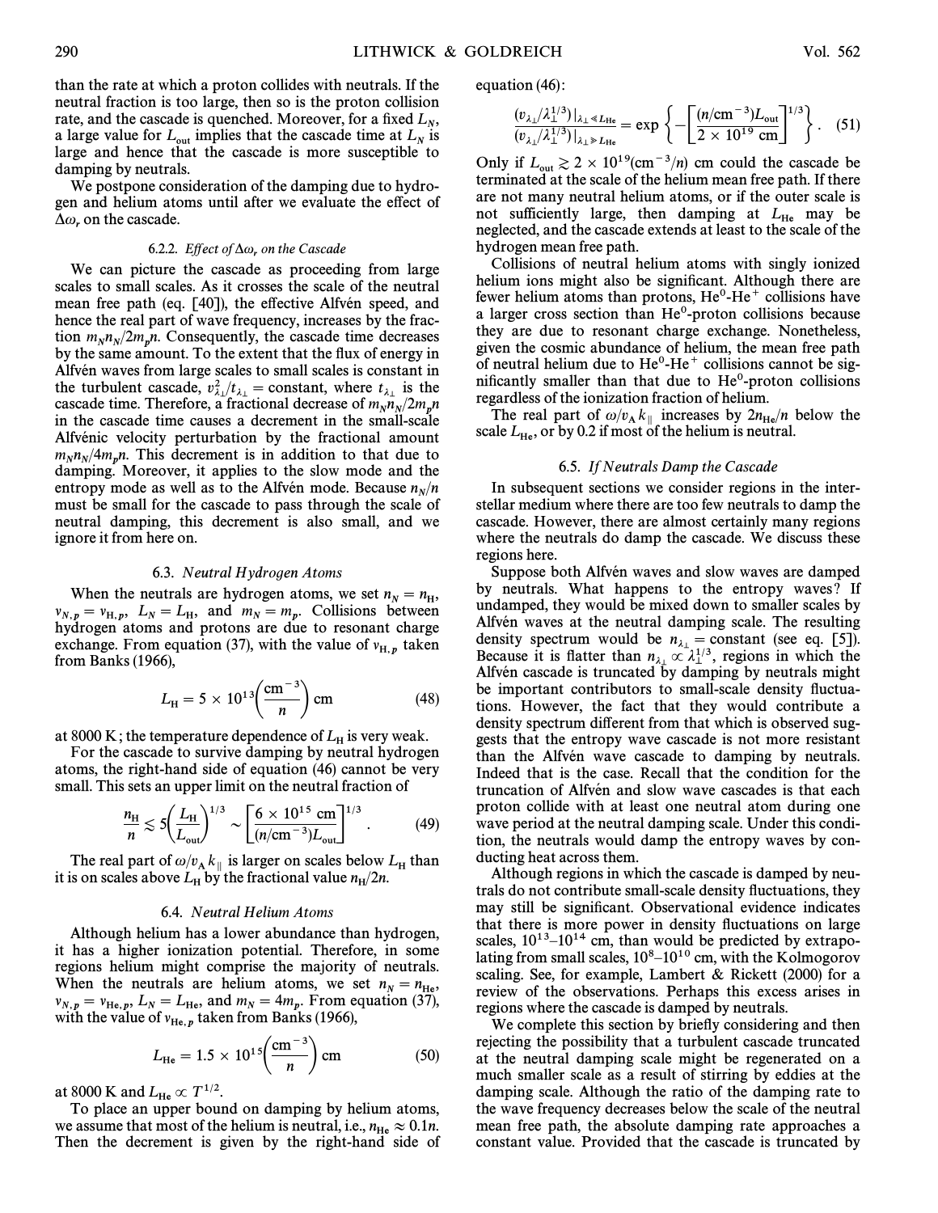than the rate at which a proton collides with neutrals. If the neutral fraction is too large, then so is the proton collision rate, and the cascade is quenched. Moreover, for a fixed $L_N$, a large value for $L_{\rm out}$ implies that the cascade time at $L_N$ is large and hence that the cascade is more susceptible to damping by neutrals.

We postpone consideration of the damping due to hydrogen and helium atoms until after we evaluate the effect of $\Delta\omega_r$ on the cascade.

#### 6.2.2. *Effect of* $\Delta\omega_r$ *on the Cascade*

We can picture the cascade as proceeding from large scales to small scales. As it crosses the scale of the neutral mean free path (eq. [40]), the effective Alfvén speed, and hence the real part of wave frequency, increases by the fraction $m_N n_N/2m_p n$. Consequently, the cascade time decreases by the same amount. To the extent that the flux of energy in Alfvén waves from large scales to small scales is constant in the turbulent cascade, $v_{\lambda_\perp}^2/t_{\lambda_\perp} = \text{constant}$, where $t_{\lambda_\perp}$ is the cascade time. Therefore, a fractional decrease of $m_N n_N/2m_p n$ in the cascade time causes a decrement in the small-scale Alfvénic velocity perturbation by the fractional amount $m_N n_N/4m_p n$. This decrement is in addition to that due to damping. Moreover, it applies to the slow mode and the entropy mode as well as to the Alfvén mode. Because $n_N/n$ must be small for the cascade to pass through the scale of neutral damping, this decrement is also small, and we ignore it from here on.

### 6.3. *Neutral Hydrogen Atoms*

When the neutrals are hydrogen atoms, we set $n_N = n_{\rm H}$, $\nu_{N,p} = \nu_{{\rm H},p}$, $L_N = L_{\rm H}$, and $m_N = m_p$. Collisions between hydrogen atoms and protons are due to resonant charge exchange. From equation (37), with the value of $\nu_{{\rm H},p}$ taken from Banks (1966),

$$L_{\rm H} = 5 \times 10^{13}\left(\frac{\text{cm}^{-3}}{n}\right)\text{ cm} \tag{48}$$

at 8000 K; the temperature dependence of $L_{\rm H}$ is very weak.

For the cascade to survive damping by neutral hydrogen atoms, the right-hand side of equation (46) cannot be very small. This sets an upper limit on the neutral fraction of

$$\frac{n_{\rm H}}{n} \lesssim 5\left(\frac{L_{\rm H}}{L_{\rm out}}\right)^{1/3} \sim \left[\frac{6 \times 10^{15}\text{ cm}}{(n/\text{cm}^{-3})L_{\rm out}}\right]^{1/3}. \tag{49}$$

The real part of $\omega/v_{\rm A}k_\parallel$ is larger on scales below $L_{\rm H}$ than it is on scales above $L_{\rm H}$ by the fractional value $n_{\rm H}/2n$.

### 6.4. *Neutral Helium Atoms*

Although helium has a lower abundance than hydrogen, it has a higher ionization potential. Therefore, in some regions helium might comprise the majority of neutrals. When the neutrals are helium atoms, we set $n_N = n_{\rm He}$, $\nu_{N,p} = \nu_{{\rm He},p}$, $L_N = L_{\rm He}$, and $m_N = 4m_p$. From equation (37), with the value of $\nu_{{\rm He},p}$ taken from Banks (1966),

$$L_{\rm He} = 1.5 \times 10^{15}\left(\frac{\text{cm}^{-3}}{n}\right)\text{ cm} \tag{50}$$

at 8000 K and $L_{\rm He} \propto T^{1/2}$.

To place an upper bound on damping by helium atoms, we assume that most of the helium is neutral, i.e., $n_{\rm He} \approx 0.1n$. Then the decrement is given by the right-hand side of equation (46):

$$\frac{(v_{\lambda_\perp}/\lambda_\perp^{1/3})|_{\lambda_\perp \ll L_{\rm He}}}{(v_{\lambda_\perp}/\lambda_\perp^{1/3})|_{\lambda_\perp \gg L_{\rm He}}} = \exp\left\{-\left[\frac{(n/\text{cm}^{-3})L_{\rm out}}{2 \times 10^{19}\text{ cm}}\right]^{1/3}\right\}. \tag{51}$$

Only if $L_{\rm out} \gtrsim 2 \times 10^{19}(\text{cm}^{-3}/n)$ cm could the cascade be terminated at the scale of the helium mean free path. If there are not many neutral helium atoms, or if the outer scale is not sufficiently large, then damping at $L_{\rm He}$ may be neglected, and the cascade extends at least to the scale of the hydrogen mean free path.

Collisions of neutral helium atoms with singly ionized helium ions might also be significant. Although there are fewer helium atoms than protons, $\text{He}^0$-$\text{He}^+$ collisions have a larger cross section than $\text{He}^0$-proton collisions because they are due to resonant charge exchange. Nonetheless, given the cosmic abundance of helium, the mean free path of neutral helium due to $\text{He}^0$-$\text{He}^+$ collisions cannot be significantly smaller than that due to $\text{He}^0$-proton collisions regardless of the ionization fraction of helium.

The real part of $\omega/v_{\rm A}k_\parallel$ increases by $2n_{\rm He}/n$ below the scale $L_{\rm He}$, or by 0.2 if most of the helium is neutral.

### 6.5. *If Neutrals Damp the Cascade*

In subsequent sections we consider regions in the interstellar medium where there are too few neutrals to damp the cascade. However, there are almost certainly many regions where the neutrals do damp the cascade. We discuss these regions here.

Suppose both Alfvén waves and slow waves are damped by neutrals. What happens to the entropy waves? If undamped, they would be mixed down to smaller scales by Alfvén waves at the neutral damping scale. The resulting density spectrum would be $n_{\lambda_\perp} = \text{constant}$ (see eq. [5]). Because it is flatter than $n_{\lambda_\perp} \propto \lambda_\perp^{1/3}$, regions in which the Alfvén cascade is truncated by damping by neutrals might be important contributors to small-scale density fluctuations. However, the fact that they would contribute a density spectrum different from that which is observed suggests that the entropy wave cascade is not more resistant than the Alfvén wave cascade to damping by neutrals. Indeed that is the case. Recall that the condition for the truncation of Alfvén and slow wave cascades is that each proton collide with at least one neutral atom during one wave period at the neutral damping scale. Under this condition, the neutrals would damp the entropy waves by conducting heat across them.

Although regions in which the cascade is damped by neutrals do not contribute small-scale density fluctuations, they may still be significant. Observational evidence indicates that there is more power in density fluctuations on large scales, $10^{13}$–$10^{14}$ cm, than would be predicted by extrapolating from small scales, $10^8$–$10^{10}$ cm, with the Kolmogorov scaling. See, for example, Lambert & Rickett (2000) for a review of the observations. Perhaps this excess arises in regions where the cascade is damped by neutrals.

We complete this section by briefly considering and then rejecting the possibility that a turbulent cascade truncated at the neutral damping scale might be regenerated on a much smaller scale as a result of stirring by eddies at the damping scale. Although the ratio of the damping rate to the wave frequency decreases below the scale of the neutral mean free path, the absolute damping rate approaches a constant value. Provided that the cascade is truncated by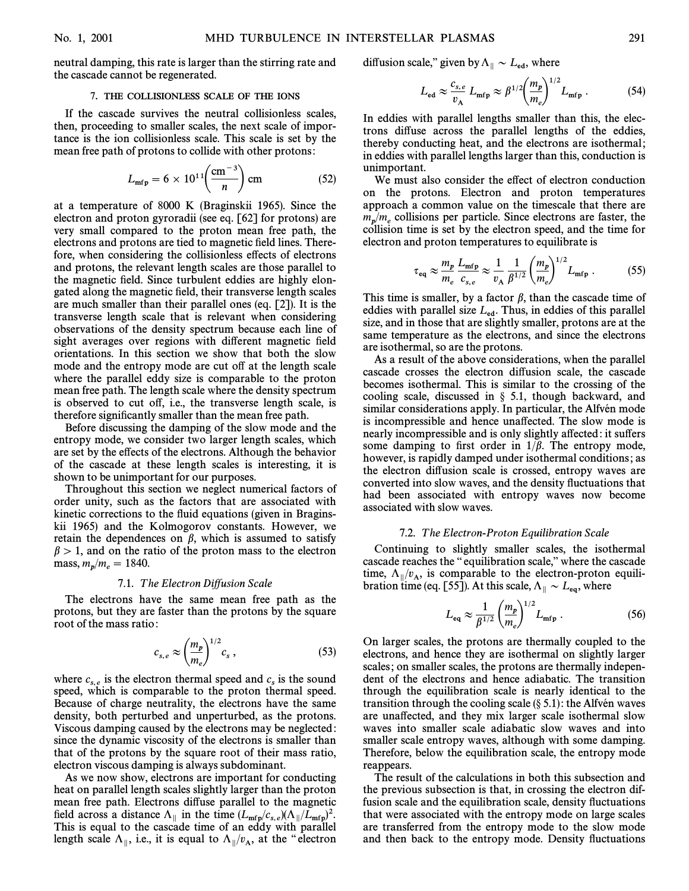neutral damping, this rate is larger than the stirring rate and the cascade cannot be regenerated.

## 7. THE COLLISIONLESS SCALE OF THE IONS

If the cascade survives the neutral collisionless scales, then, proceeding to smaller scales, the next scale of importance is the ion collisionless scale. This scale is set by the mean free path of protons to collide with other protons:

$$L_{\rm mfp} = 6 \times 10^{11}\left(\frac{\rm cm^{-3}}{n}\right) \rm cm \tag{52}$$

at a temperature of 8000 K (Braginskii 1965). Since the electron and proton gyroradii (see eq. [62] for protons) are very small compared to the proton mean free path, the electrons and protons are tied to magnetic field lines. Therefore, when considering the collisionless effects of electrons and protons, the relevant length scales are those parallel to the magnetic field. Since turbulent eddies are highly elongated along the magnetic field, their transverse length scales are much smaller than their parallel ones (eq. [2]). It is the transverse length scale that is relevant when considering observations of the density spectrum because each line of sight averages over regions with different magnetic field orientations. In this section we show that both the slow mode and the entropy mode are cut off at the length scale where the parallel eddy size is comparable to the proton mean free path. The length scale where the density spectrum is observed to cut off, i.e., the transverse length scale, is therefore significantly smaller than the mean free path.

Before discussing the damping of the slow mode and the entropy mode, we consider two larger length scales, which are set by the effects of the electrons. Although the behavior of the cascade at these length scales is interesting, it is shown to be unimportant for our purposes.

Throughout this section we neglect numerical factors of order unity, such as the factors that are associated with kinetic corrections to the fluid equations (given in Braginskii 1965) and the Kolmogorov constants. However, we retain the dependences on $\beta$, which is assumed to satisfy $\beta > 1$, and on the ratio of the proton mass to the electron mass, $m_p/m_e = 1840$.

### 7.1. *The Electron Diffusion Scale*

The electrons have the same mean free path as the protons, but they are faster than the protons by the square root of the mass ratio:

$$c_{s,e} \approx \left(\frac{m_p}{m_e}\right)^{1/2} c_s \,, \tag{53}$$

where $c_{s,e}$ is the electron thermal speed and $c_s$ is the sound speed, which is comparable to the proton thermal speed. Because of charge neutrality, the electrons have the same density, both perturbed and unperturbed, as the protons. Viscous damping caused by the electrons may be neglected: since the dynamic viscosity of the electrons is smaller than that of the protons by the square root of their mass ratio, electron viscous damping is always subdominant.

As we now show, electrons are important for conducting heat on parallel length scales slightly larger than the proton mean free path. Electrons diffuse parallel to the magnetic field across a distance $\Lambda_\parallel$ in the time $(L_{\rm mfp}/c_{s,e})(\Lambda_\parallel/L_{\rm mfp})^2$. This is equal to the cascade time of an eddy with parallel length scale $\Lambda_\parallel$, i.e., it is equal to $\Lambda_\parallel/v_{\rm A}$, at the "electron diffusion scale," given by $\Lambda_\parallel \sim L_{\rm ed}$, where

$$L_{\rm ed} \approx \frac{c_{s,e}}{v_{\rm A}} L_{\rm mfp} \approx \beta^{1/2}\left(\frac{m_p}{m_e}\right)^{1/2} L_{\rm mfp} \,. \tag{54}$$

In eddies with parallel lengths smaller than this, the electrons diffuse across the parallel lengths of the eddies, thereby conducting heat, and the electrons are isothermal; in eddies with parallel lengths larger than this, conduction is unimportant.

We must also consider the effect of electron conduction on the protons. Electron and proton temperatures approach a common value on the timescale that there are $m_p/m_e$ collisions per particle. Since electrons are faster, the collision time is set by the electron speed, and the time for electron and proton temperatures to equilibrate is

$$\tau_{\rm eq} \approx \frac{m_p}{m_e}\frac{L_{\rm mfp}}{c_{s,e}} \approx \frac{1}{v_{\rm A}}\frac{1}{\beta^{1/2}}\left(\frac{m_p}{m_e}\right)^{1/2} L_{\rm mfp} \,. \tag{55}$$

This time is smaller, by a factor $\beta$, than the cascade time of eddies with parallel size $L_{\rm ed}$. Thus, in eddies of this parallel size, and in those that are slightly smaller, protons are at the same temperature as the electrons, and since the electrons are isothermal, so are the protons.

As a result of the above considerations, when the parallel cascade crosses the electron diffusion scale, the cascade becomes isothermal. This is similar to the crossing of the cooling scale, discussed in § 5.1, though backward, and similar considerations apply. In particular, the Alfvén mode is incompressible and hence unaffected. The slow mode is nearly incompressible and is only slightly affected: it suffers some damping to first order in $1/\beta$. The entropy mode, however, is rapidly damped under isothermal conditions; as the electron diffusion scale is crossed, entropy waves are converted into slow waves, and the density fluctuations that had been associated with entropy waves now become associated with slow waves.

### 7.2. *The Electron-Proton Equilibration Scale*

Continuing to slightly smaller scales, the isothermal cascade reaches the "equilibration scale," where the cascade time, $\Lambda_\parallel/v_{\rm A}$, is comparable to the electron-proton equilibration time (eq. [55]). At this scale, $\Lambda_\parallel \sim L_{\rm eq}$, where

$$L_{\rm eq} \approx \frac{1}{\beta^{1/2}}\left(\frac{m_p}{m_e}\right)^{1/2} L_{\rm mfp} \,. \tag{56}$$

On larger scales, the protons are thermally coupled to the electrons, and hence they are isothermal on slightly larger scales; on smaller scales, the protons are thermally independent of the electrons and hence adiabatic. The transition through the equilibration scale is nearly identical to the transition through the cooling scale (§ 5.1): the Alfvén waves are unaffected, and they mix larger scale isothermal slow waves into smaller scale adiabatic slow waves and into smaller scale entropy waves, although with some damping. Therefore, below the equilibration scale, the entropy mode reappears.

The result of the calculations in both this subsection and the previous subsection is that, in crossing the electron diffusion scale and the equilibration scale, density fluctuations that were associated with the entropy mode on large scales are transferred from the entropy mode to the slow mode and then back to the entropy mode. Density fluctuations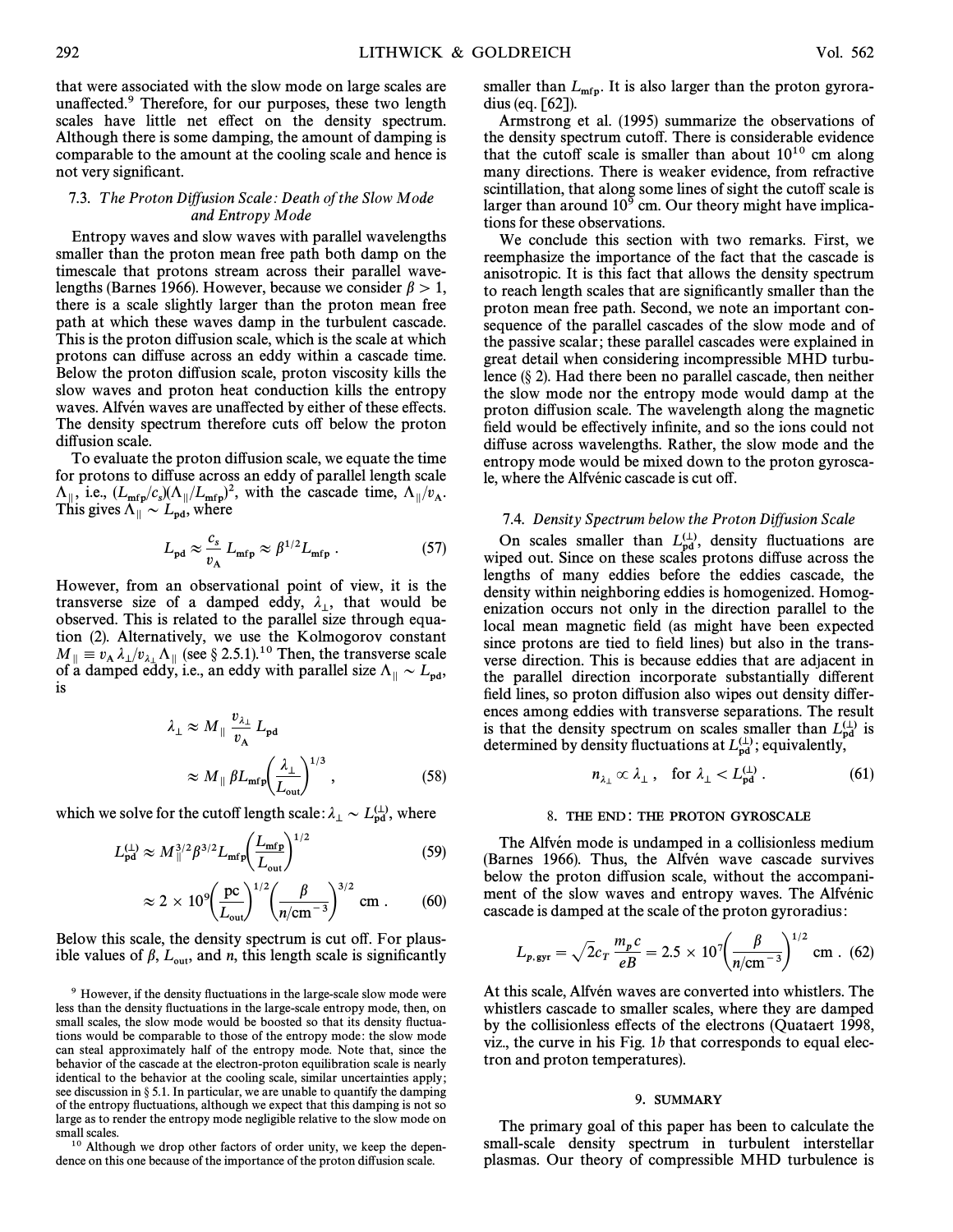that were associated with the slow mode on large scales are unaffected.[9] Therefore, for our purposes, these two length scales have little net effect on the density spectrum. Although there is some damping, the amount of damping is comparable to the amount at the cooling scale and hence is not very significant.

### 7.3. *The Proton Diffusion Scale: Death of the Slow Mode and Entropy Mode*

Entropy waves and slow waves with parallel wavelengths smaller than the proton mean free path both damp on the timescale that protons stream across their parallel wavelengths (Barnes 1966). However, because we consider $\beta > 1$, there is a scale slightly larger than the proton mean free path at which these waves damp in the turbulent cascade. This is the proton diffusion scale, which is the scale at which protons can diffuse across an eddy within a cascade time. Below the proton diffusion scale, proton viscosity kills the slow waves and proton heat conduction kills the entropy waves. Alfvén waves are unaffected by either of these effects. The density spectrum therefore cuts off below the proton diffusion scale.

To evaluate the proton diffusion scale, we equate the time for protons to diffuse across an eddy of parallel length scale $\Lambda_\parallel$, i.e., $(L_{\rm mfp}/c_s)(\Lambda_\parallel/L_{\rm mfp})^2$, with the cascade time, $\Lambda_\parallel/v_{\rm A}$. This gives $\Lambda_\parallel \sim L_{\rm pd}$, where

$$L_{\rm pd} \approx \frac{c_s}{v_{\rm A}} L_{\rm mfp} \approx \beta^{1/2} L_{\rm mfp} \, . \tag{57}$$

However, from an observational point of view, it is the transverse size of a damped eddy, $\lambda_\perp$, that would be observed. This is related to the parallel size through equation (2). Alternatively, we use the Kolmogorov constant $M_\parallel \equiv v_{\rm A}\lambda_\perp/v_{\lambda_\perp}\Lambda_\parallel$ (see § 2.5.1).[10] Then, the transverse scale of a damped eddy, i.e., an eddy with parallel size $\Lambda_\parallel \sim L_{\rm pd}$, is

$$\lambda_\perp \approx M_\parallel \frac{v_{\lambda_\perp}}{v_{\rm A}} L_{\rm pd}$$
$$\approx M_\parallel \beta L_{\rm mfp} \left(\frac{\lambda_\perp}{L_{\rm out}}\right)^{1/3} , \tag{58}$$

which we solve for the cutoff length scale: $\lambda_\perp \sim L_{\rm pd}^{(\perp)}$, where

$$L_{\rm pd}^{(\perp)} \approx M_\parallel^{3/2} \beta^{3/2} L_{\rm mfp} \left(\frac{L_{\rm mfp}}{L_{\rm out}}\right)^{1/2} \tag{59}$$
$$\approx 2 \times 10^9 \left(\frac{\rm pc}{L_{\rm out}}\right)^{1/2} \left(\frac{\beta}{n/{\rm cm}^{-3}}\right)^{3/2} {\rm cm} \, . \tag{60}$$

Below this scale, the density spectrum is cut off. For plausible values of $\beta$, $L_{\rm out}$, and $n$, this length scale is significantly smaller than $L_{\rm mfp}$. It is also larger than the proton gyroradius (eq. [62]).

Armstrong et al. (1995) summarize the observations of the density spectrum cutoff. There is considerable evidence that the cutoff scale is smaller than about $10^{10}$ cm along many directions. There is weaker evidence, from refractive scintillation, that along some lines of sight the cutoff scale is larger than around $10^9$ cm. Our theory might have implications for these observations.

We conclude this section with two remarks. First, we reemphasize the importance of the fact that the cascade is anisotropic. It is this fact that allows the density spectrum to reach length scales that are significantly smaller than the proton mean free path. Second, we note an important consequence of the parallel cascades of the slow mode and of the passive scalar; these parallel cascades were explained in great detail when considering incompressible MHD turbulence (§ 2). Had there been no parallel cascade, then neither the slow mode nor the entropy mode would damp at the proton diffusion scale. The wavelength along the magnetic field would be effectively infinite, and so the ions could not diffuse across wavelengths. Rather, the slow mode and the entropy mode would be mixed down to the proton gyroscale, where the Alfvénic cascade is cut off.

### 7.4. *Density Spectrum below the Proton Diffusion Scale*

On scales smaller than $L_{\rm pd}^{(\perp)}$, density fluctuations are wiped out. Since on these scales protons diffuse across the lengths of many eddies before the eddies cascade, the density within neighboring eddies is homogenized. Homogenization occurs not only in the direction parallel to the local mean magnetic field (as might have been expected since protons are tied to field lines) but also in the transverse direction. This is because eddies that are adjacent in the parallel direction incorporate substantially different field lines, so proton diffusion also wipes out density differences among eddies with transverse separations. The result is that the density spectrum on scales smaller than $L_{\rm pd}^{(\perp)}$ is determined by density fluctuations at $L_{\rm pd}^{(\perp)}$; equivalently,

$$n_{\lambda_\perp} \propto \lambda_\perp \, , \quad \text{for } \lambda_\perp < L_{\rm pd}^{(\perp)} \, . \tag{61}$$

## 8. THE END: THE PROTON GYROSCALE

The Alfvén mode is undamped in a collisionless medium (Barnes 1966). Thus, the Alfvén wave cascade survives below the proton diffusion scale, without the accompaniment of the slow waves and entropy waves. The Alfvénic cascade is damped at the scale of the proton gyroradius:

$$L_{p,\,{\rm gyr}} = \sqrt{2} c_T \frac{m_p c}{eB} = 2.5 \times 10^7 \left(\frac{\beta}{n/{\rm cm}^{-3}}\right)^{1/2} {\rm cm} \, . \tag{62}$$

At this scale, Alfvén waves are converted into whistlers. The whistlers cascade to smaller scales, where they are damped by the collisionless effects of the electrons (Quataert 1998, viz., the curve in his Fig. 1*b* that corresponds to equal electron and proton temperatures).

## 9. SUMMARY

The primary goal of this paper has been to calculate the small-scale density spectrum in turbulent interstellar plasmas. Our theory of compressible MHD turbulence is

---

[9] However, if the density fluctuations in the large-scale slow mode were less than the density fluctuations in the large-scale entropy mode, then, on small scales, the slow mode would be boosted so that its density fluctuations would be comparable to those of the entropy mode: the slow mode can steal approximately half of the entropy mode. Note that, since the behavior of the cascade at the electron-proton equilibration scale is nearly identical to the behavior at the cooling scale, similar uncertainties apply; see discussion in § 5.1. In particular, we are unable to quantify the damping of the entropy fluctuations, although we expect that this damping is not so large as to render the entropy mode negligible relative to the slow mode on small scales.

[10] Although we drop other factors of order unity, we keep the dependence on this one because of the importance of the proton diffusion scale.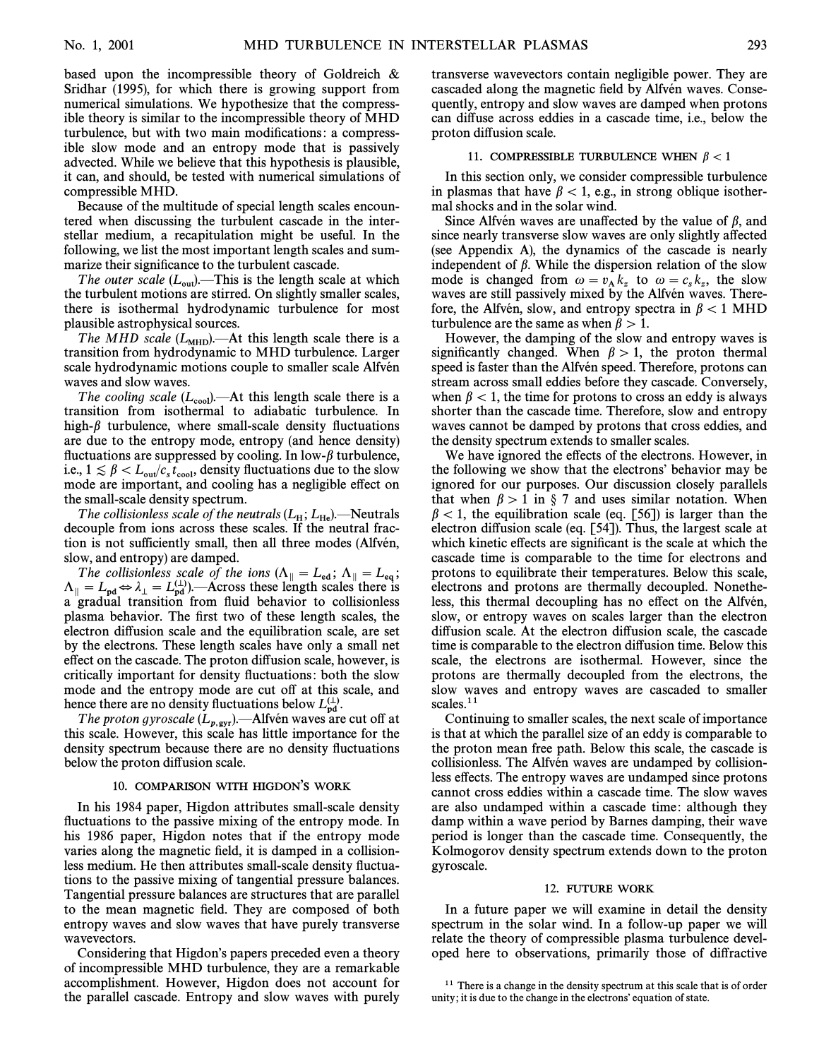based upon the incompressible theory of Goldreich & Sridhar (1995), for which there is growing support from numerical simulations. We hypothesize that the compressible theory is similar to the incompressible theory of MHD turbulence, but with two main modifications: a compressible slow mode and an entropy mode that is passively advected. While we believe that this hypothesis is plausible, it can, and should, be tested with numerical simulations of compressible MHD.

Because of the multitude of special length scales encountered when discussing the turbulent cascade in the interstellar medium, a recapitulation might be useful. In the following, we list the most important length scales and summarize their significance to the turbulent cascade.

*The outer scale* ($L_{\rm out}$).—This is the length scale at which the turbulent motions are stirred. On slightly smaller scales, there is isothermal hydrodynamic turbulence for most plausible astrophysical sources.

*The MHD scale* ($L_{\rm MHD}$).—At this length scale there is a transition from hydrodynamic to MHD turbulence. Larger scale hydrodynamic motions couple to smaller scale Alfvén waves and slow waves.

*The cooling scale* ($L_{\rm cool}$).—At this length scale there is a transition from isothermal to adiabatic turbulence. In high-$\beta$ turbulence, where small-scale density fluctuations are due to the entropy mode, entropy (and hence density) fluctuations are suppressed by cooling. In low-$\beta$ turbulence, i.e., $1 \lesssim \beta < L_{\rm out}/c_s t_{\rm cool}$, density fluctuations due to the slow mode are important, and cooling has a negligible effect on the small-scale density spectrum.

*The collisionless scale of the neutrals* ($L_{\rm H}$; $L_{\rm He}$).—Neutrals decouple from ions across these scales. If the neutral fraction is not sufficiently small, then all three modes (Alfvén, slow, and entropy) are damped.

*The collisionless scale of the ions* ($\Lambda_\parallel = L_{\rm ed}$; $\Lambda_\parallel = L_{\rm eq}$; $\Lambda_\parallel = L_{\rm pd} \Leftrightarrow \lambda_\perp = L_{\rm pd}^{(\perp)}$).—Across these length scales there is a gradual transition from fluid behavior to collisionless plasma behavior. The first two of these length scales, the electron diffusion scale and the equilibration scale, are set by the electrons. These length scales have only a small net effect on the cascade. The proton diffusion scale, however, is critically important for density fluctuations: both the slow mode and the entropy mode are cut off at this scale, and hence there are no density fluctuations below $L_{\rm pd}^{(\perp)}$.

*The proton gyroscale* ($L_{p,\rm gyr}$).—Alfvén waves are cut off at this scale. However, this scale has little importance for the density spectrum because there are no density fluctuations below the proton diffusion scale.

## 10. COMPARISON WITH HIGDON'S WORK

In his 1984 paper, Higdon attributes small-scale density fluctuations to the passive mixing of the entropy mode. In his 1986 paper, Higdon notes that if the entropy mode varies along the magnetic field, it is damped in a collisionless medium. He then attributes small-scale density fluctuations to the passive mixing of tangential pressure balances. Tangential pressure balances are structures that are parallel to the mean magnetic field. They are composed of both entropy waves and slow waves that have purely transverse wavevectors.

Considering that Higdon's papers preceded even a theory of incompressible MHD turbulence, they are a remarkable accomplishment. However, Higdon does not account for the parallel cascade. Entropy and slow waves with purely transverse wavevectors contain negligible power. They are cascaded along the magnetic field by Alfvén waves. Consequently, entropy and slow waves are damped when protons can diffuse across eddies in a cascade time, i.e., below the proton diffusion scale.

## 11. COMPRESSIBLE TURBULENCE WHEN $\beta < 1$

In this section only, we consider compressible turbulence in plasmas that have $\beta < 1$, e.g., in strong oblique isothermal shocks and in the solar wind.

Since Alfvén waves are unaffected by the value of $\beta$, and since nearly transverse slow waves are only slightly affected (see Appendix A), the dynamics of the cascade is nearly independent of $\beta$. While the dispersion relation of the slow mode is changed from $\omega = v_{\rm A} k_z$ to $\omega = c_s k_z$, the slow waves are still passively mixed by the Alfvén waves. Therefore, the Alfvén, slow, and entropy spectra in $\beta < 1$ MHD turbulence are the same as when $\beta > 1$.

However, the damping of the slow and entropy waves is significantly changed. When $\beta > 1$, the proton thermal speed is faster than the Alfvén speed. Therefore, protons can stream across small eddies before they cascade. Conversely, when $\beta < 1$, the time for protons to cross an eddy is always shorter than the cascade time. Therefore, slow and entropy waves cannot be damped by protons that cross eddies, and the density spectrum extends to smaller scales.

We have ignored the effects of the electrons. However, in the following we show that the electrons' behavior may be ignored for our purposes. Our discussion closely parallels that when $\beta > 1$ in § 7 and uses similar notation. When $\beta < 1$, the equilibration scale (eq. [56]) is larger than the electron diffusion scale (eq. [54]). Thus, the largest scale at which kinetic effects are significant is the scale at which the cascade time is comparable to the time for electrons and protons to equilibrate their temperatures. Below this scale, electrons and protons are thermally decoupled. Nonetheless, this thermal decoupling has no effect on the Alfvén, slow, or entropy waves on scales larger than the electron diffusion scale. At the electron diffusion scale, the cascade time is comparable to the electron diffusion time. Below this scale, the electrons are isothermal. However, since the protons are thermally decoupled from the electrons, the slow waves and entropy waves are cascaded to smaller scales.[11]

Continuing to smaller scales, the next scale of importance is that at which the parallel size of an eddy is comparable to the proton mean free path. Below this scale, the cascade is collisionless. The Alfvén waves are undamped by collisionless effects. The entropy waves are undamped since protons cannot cross eddies within a cascade time. The slow waves are also undamped within a cascade time: although they damp within a wave period by Barnes damping, their wave period is longer than the cascade time. Consequently, the Kolmogorov density spectrum extends down to the proton gyroscale.

## 12. FUTURE WORK

In a future paper we will examine in detail the density spectrum in the solar wind. In a follow-up paper we will relate the theory of compressible plasma turbulence developed here to observations, primarily those of diffractive

[11] There is a change in the density spectrum at this scale that is of order unity; it is due to the change in the electrons' equation of state.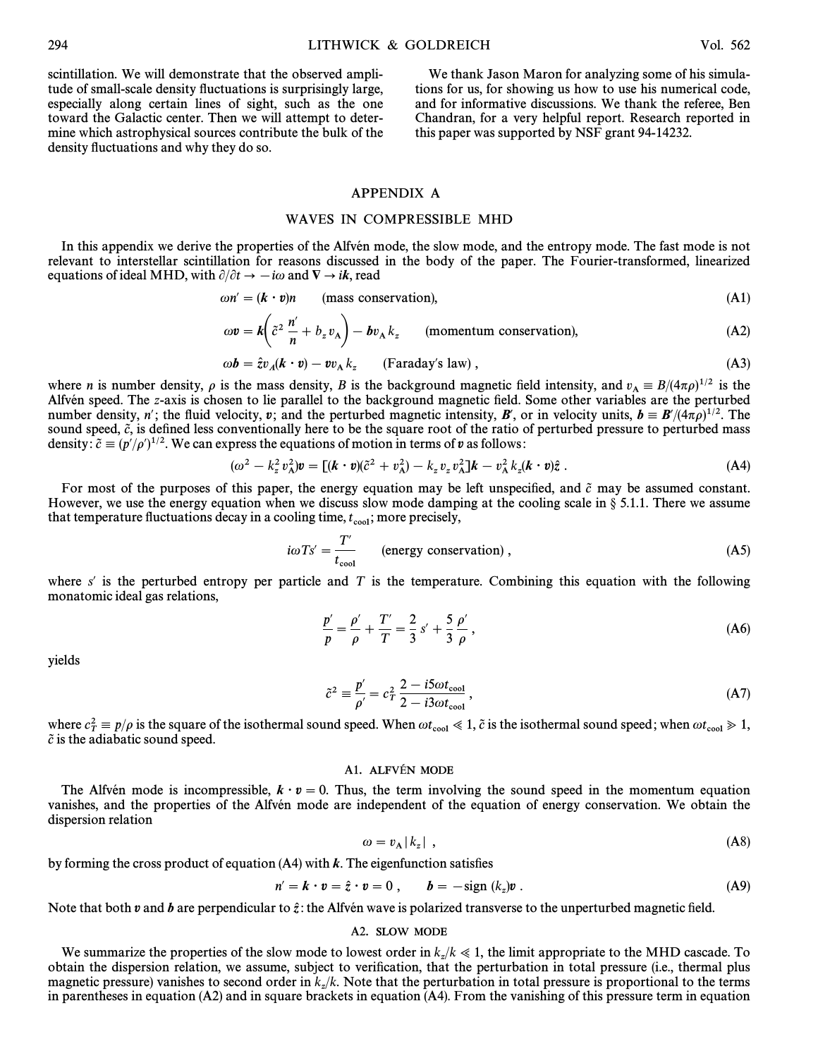scintillation. We will demonstrate that the observed amplitude of small-scale density fluctuations is surprisingly large, especially along certain lines of sight, such as the one toward the Galactic center. Then we will attempt to determine which astrophysical sources contribute the bulk of the density fluctuations and why they do so.

We thank Jason Maron for analyzing some of his simulations for us, for showing us how to use his numerical code, and for informative discussions. We thank the referee, Ben Chandran, for a very helpful report. Research reported in this paper was supported by NSF grant 94-14232.

## APPENDIX A

## WAVES IN COMPRESSIBLE MHD

In this appendix we derive the properties of the Alfvén mode, the slow mode, and the entropy mode. The fast mode is not relevant to interstellar scintillation for reasons discussed in the body of the paper. The Fourier-transformed, linearized equations of ideal MHD, with $\partial/\partial t \to -i\omega$ and $\nabla \to i\boldsymbol{k}$, read

$$\omega n' = (\boldsymbol{k} \cdot \boldsymbol{v})n \qquad \text{(mass conservation)}, \tag{A1}$$

$$\omega \boldsymbol{v} = \boldsymbol{k}\left(\tilde{c}^2 \frac{n'}{n} + b_z v_{\rm A}\right) - \boldsymbol{b} v_{\rm A} k_z \qquad \text{(momentum conservation)}, \tag{A2}$$

$$\omega \boldsymbol{b} = \hat{z} v_A (\boldsymbol{k} \cdot \boldsymbol{v}) - \boldsymbol{v} v_{\rm A} k_z \qquad \text{(Faraday's law)}, \tag{A3}$$

where $n$ is number density, $\rho$ is the mass density, $B$ is the background magnetic field intensity, and $v_{\rm A} \equiv B/(4\pi\rho)^{1/2}$ is the Alfvén speed. The $z$-axis is chosen to lie parallel to the background magnetic field. Some other variables are the perturbed number density, $n'$; the fluid velocity, $\boldsymbol{v}$; and the perturbed magnetic intensity, $\boldsymbol{B}'$, or in velocity units, $\boldsymbol{b} \equiv \boldsymbol{B}'/(4\pi\rho)^{1/2}$. The sound speed, $\tilde{c}$, is defined less conventionally here to be the square root of the ratio of perturbed pressure to perturbed mass density: $\tilde{c} \equiv (p'/\rho')^{1/2}$. We can express the equations of motion in terms of $\boldsymbol{v}$ as follows:

$$(\omega^2 - k_z^2 v_{\rm A}^2)\boldsymbol{v} = [(\boldsymbol{k} \cdot \boldsymbol{v})(\tilde{c}^2 + v_{\rm A}^2) - k_z v_z v_{\rm A}^2]\boldsymbol{k} - v_{\rm A}^2 k_z (\boldsymbol{k} \cdot \boldsymbol{v})\hat{z} . \tag{A4}$$

For most of the purposes of this paper, the energy equation may be left unspecified, and $\tilde{c}$ may be assumed constant. However, we use the energy equation when we discuss slow mode damping at the cooling scale in § 5.1.1. There we assume that temperature fluctuations decay in a cooling time, $t_{\rm cool}$; more precisely,

$$i\omega T s' = \frac{T'}{t_{\rm cool}} \qquad \text{(energy conservation)}, \tag{A5}$$

where $s'$ is the perturbed entropy per particle and $T$ is the temperature. Combining this equation with the following monatomic ideal gas relations,

$$\frac{p'}{p} = \frac{\rho'}{\rho} + \frac{T'}{T} = \frac{2}{3} s' + \frac{5}{3}\frac{\rho'}{\rho} , \tag{A6}$$

yields

$$\tilde{c}^2 \equiv \frac{p'}{\rho'} = c_T^2 \frac{2 - i5\omega t_{\rm cool}}{2 - i3\omega t_{\rm cool}} , \tag{A7}$$

where $c_T^2 \equiv p/\rho$ is the square of the isothermal sound speed. When $\omega t_{\rm cool} \ll 1$, $\tilde{c}$ is the isothermal sound speed; when $\omega t_{\rm cool} \gg 1$, $\tilde{c}$ is the adiabatic sound speed.

### A1. ALFVÉN MODE

The Alfvén mode is incompressible, $\boldsymbol{k} \cdot \boldsymbol{v} = 0$. Thus, the term involving the sound speed in the momentum equation vanishes, and the properties of the Alfvén mode are independent of the equation of energy conservation. We obtain the dispersion relation

$$\omega = v_{\rm A} |k_z| , \tag{A8}$$

by forming the cross product of equation (A4) with $\boldsymbol{k}$. The eigenfunction satisfies

$$n' = \boldsymbol{k} \cdot \boldsymbol{v} = \hat{z} \cdot \boldsymbol{v} = 0 , \qquad \boldsymbol{b} = -\text{sign}\,(k_z)\boldsymbol{v} . \tag{A9}$$

Note that both $\boldsymbol{v}$ and $\boldsymbol{b}$ are perpendicular to $\hat{z}$: the Alfvén wave is polarized transverse to the unperturbed magnetic field.

### A2. SLOW MODE

We summarize the properties of the slow mode to lowest order in $k_z/k \ll 1$, the limit appropriate to the MHD cascade. To obtain the dispersion relation, we assume, subject to verification, that the perturbation in total pressure (i.e., thermal plus magnetic pressure) vanishes to second order in $k_z/k$. Note that the perturbation in total pressure is proportional to the terms in parentheses in equation (A2) and in square brackets in equation (A4). From the vanishing of this pressure term in equation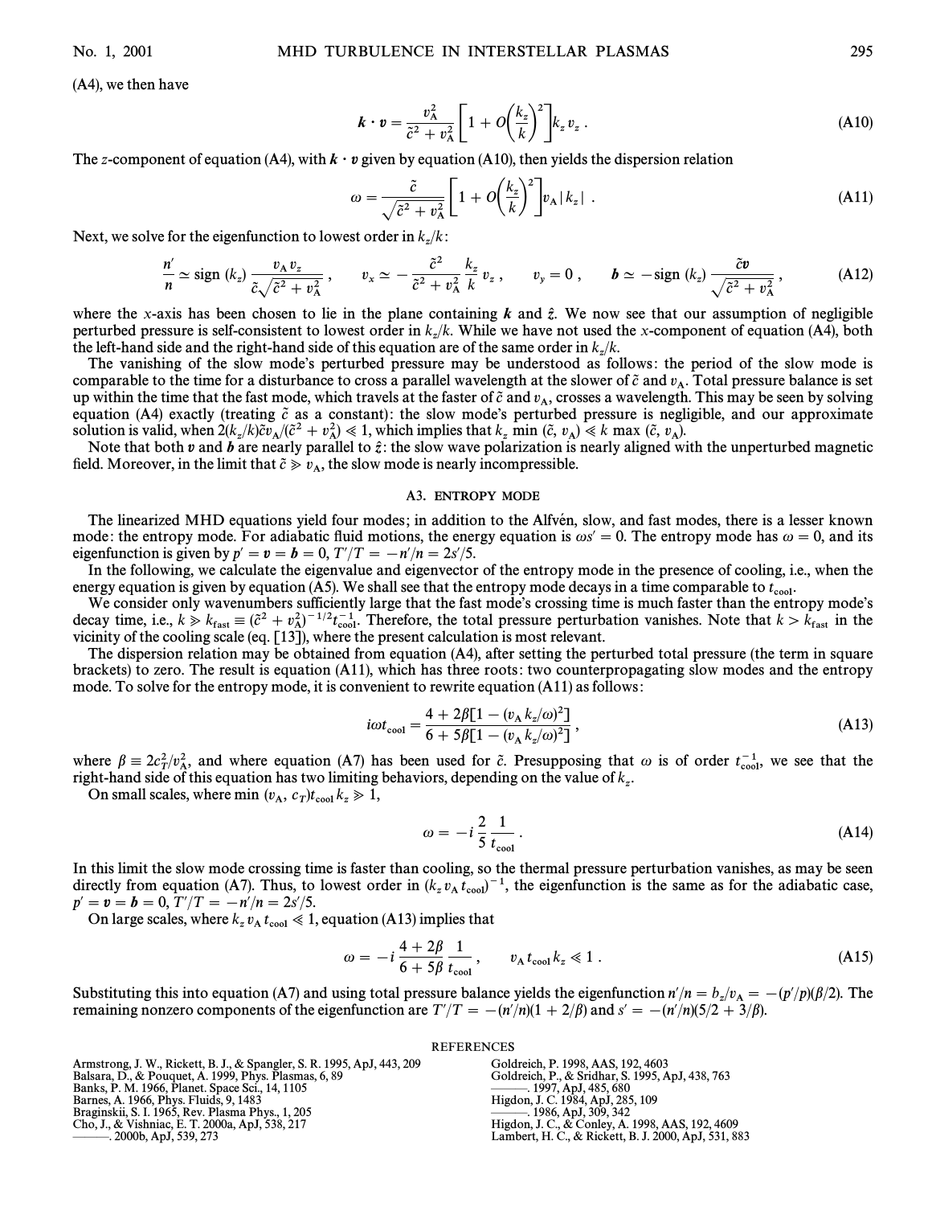(A4), we then have

$$\boldsymbol{k} \cdot \boldsymbol{v} = \frac{v_A^2}{\tilde{c}^2 + v_A^2}\left[1 + O\left(\frac{k_z}{k}\right)^2\right] k_z v_z \, . \tag{A10}$$

The $z$-component of equation (A4), with $\boldsymbol{k} \cdot \boldsymbol{v}$ given by equation (A10), then yields the dispersion relation

$$\omega = \frac{\tilde{c}}{\sqrt{\tilde{c}^2 + v_A^2}}\left[1 + O\left(\frac{k_z}{k}\right)^2\right] v_A |k_z| \, . \tag{A11}$$

Next, we solve for the eigenfunction to lowest order in $k_z/k$:

$$\frac{n'}{n} \simeq \text{sign}(k_z)\frac{v_A v_z}{\tilde{c}\sqrt{\tilde{c}^2 + v_A^2}} \, , \qquad v_x \simeq -\frac{\tilde{c}^2}{\tilde{c}^2 + v_A^2}\frac{k_z}{k} v_z \, , \qquad v_y = 0 \, , \qquad \boldsymbol{b} \simeq -\text{sign}(k_z)\frac{\tilde{c}\boldsymbol{v}}{\sqrt{\tilde{c}^2 + v_A^2}} \, , \tag{A12}$$

where the $x$-axis has been chosen to lie in the plane containing $\boldsymbol{k}$ and $\hat{z}$. We now see that our assumption of negligible perturbed pressure is self-consistent to lowest order in $k_z/k$. While we have not used the $x$-component of equation (A4), both the left-hand side and the right-hand side of this equation are of the same order in $k_z/k$.

The vanishing of the slow mode's perturbed pressure may be understood as follows: the period of the slow mode is comparable to the time for a disturbance to cross a parallel wavelength at the slower of $\tilde{c}$ and $v_A$. Total pressure balance is set up within the time that the fast mode, which travels at the faster of $\tilde{c}$ and $v_A$, crosses a wavelength. This may be seen by solving equation (A4) exactly (treating $\tilde{c}$ as a constant): the slow mode's perturbed pressure is negligible, and our approximate solution is valid, when $2(k_z/k)\tilde{c}v_A/(\tilde{c}^2 + v_A^2) \ll 1$, which implies that $k_z \min(\tilde{c}, v_A) \ll k \max(\tilde{c}, v_A)$.

Note that both $\boldsymbol{v}$ and $\boldsymbol{b}$ are nearly parallel to $\hat{z}$: the slow wave polarization is nearly aligned with the unperturbed magnetic field. Moreover, in the limit that $\tilde{c} \gg v_A$, the slow mode is nearly incompressible.

### A3. ENTROPY MODE

The linearized MHD equations yield four modes; in addition to the Alfvén, slow, and fast modes, there is a lesser known mode: the entropy mode. For adiabatic fluid motions, the energy equation is $\omega s' = 0$. The entropy mode has $\omega = 0$, and its eigenfunction is given by $p' = \boldsymbol{v} = \boldsymbol{b} = 0$, $T'/T = -n'/n = 2s'/5$.

In the following, we calculate the eigenvalue and eigenvector of the entropy mode in the presence of cooling, i.e., when the energy equation is given by equation (A5). We shall see that the entropy mode decays in a time comparable to $t_{\text{cool}}$.

We consider only wavenumbers sufficiently large that the fast mode's crossing time is much faster than the entropy mode's decay time, i.e., $k \gg k_{\text{fast}} \equiv (\tilde{c}^2 + v_A^2)^{-1/2} t_{\text{cool}}^{-1}$. Therefore, the total pressure perturbation vanishes. Note that $k > k_{\text{fast}}$ in the vicinity of the cooling scale (eq. [13]), where the present calculation is most relevant.

The dispersion relation may be obtained from equation (A4), after setting the perturbed total pressure (the term in square brackets) to zero. The result is equation (A11), which has three roots: two counterpropagating slow modes and the entropy mode. To solve for the entropy mode, it is convenient to rewrite equation (A11) as follows:

$$i\omega t_{\text{cool}} = \frac{4 + 2\beta[1 - (v_A k_z/\omega)^2]}{6 + 5\beta[1 - (v_A k_z/\omega)^2]} \, , \tag{A13}$$

where $\beta \equiv 2c_T^2/v_A^2$, and where equation (A7) has been used for $\tilde{c}$. Presupposing that $\omega$ is of order $t_{\text{cool}}^{-1}$, we see that the right-hand side of this equation has two limiting behaviors, depending on the value of $k_z$.

On small scales, where $\min(v_A, c_T) t_{\text{cool}} k_z \gg 1$,

$$\omega = -i\frac{2}{5}\frac{1}{t_{\text{cool}}} \, . \tag{A14}$$

In this limit the slow mode crossing time is faster than cooling, so the thermal pressure perturbation vanishes, as may be seen directly from equation (A7). Thus, to lowest order in $(k_z v_A t_{\text{cool}})^{-1}$, the eigenfunction is the same as for the adiabatic case, $p' = \boldsymbol{v} = \boldsymbol{b} = 0$, $T'/T = -n'/n = 2s'/5$.

On large scales, where $k_z v_A t_{\text{cool}} \ll 1$, equation (A13) implies that

$$\omega = -i\frac{4 + 2\beta}{6 + 5\beta}\frac{1}{t_{\text{cool}}} \, , \qquad v_A t_{\text{cool}} k_z \ll 1 \, . \tag{A15}$$

Substituting this into equation (A7) and using total pressure balance yields the eigenfunction $n'/n = b_z/v_A = -(p'/p)(\beta/2)$. The remaining nonzero components of the eigenfunction are $T'/T = -(n'/n)(1 + 2/\beta)$ and $s' = -(n'/n)(5/2 + 3/\beta)$.

## REFERENCES

Armstrong, J. W., Rickett, B. J., & Spangler, S. R. 1995, ApJ, 443, 209
Balsara, D., & Pouquet, A. 1999, Phys. Plasmas, 6, 89
Banks, P. M. 1966, Planet. Space Sci., 14, 1105
Barnes, A. 1966, Phys. Fluids, 9, 1483
Braginskii, S. I. 1965, Rev. Plasma Phys., 1, 205
Cho, J., & Vishniac, E. T. 2000a, ApJ, 538, 217
———. 2000b, ApJ, 539, 273
Goldreich, P. 1998, AAS, 192, 4603
Goldreich, P., & Sridhar, S. 1995, ApJ, 438, 763
———. 1997, ApJ, 485, 680
Higdon, J. C. 1984, ApJ, 285, 109
———. 1986, ApJ, 309, 342
Higdon, J. C., & Conley, A. 1998, AAS, 192, 4609
Lambert, H. C., & Rickett, B. J. 2000, ApJ, 531, 883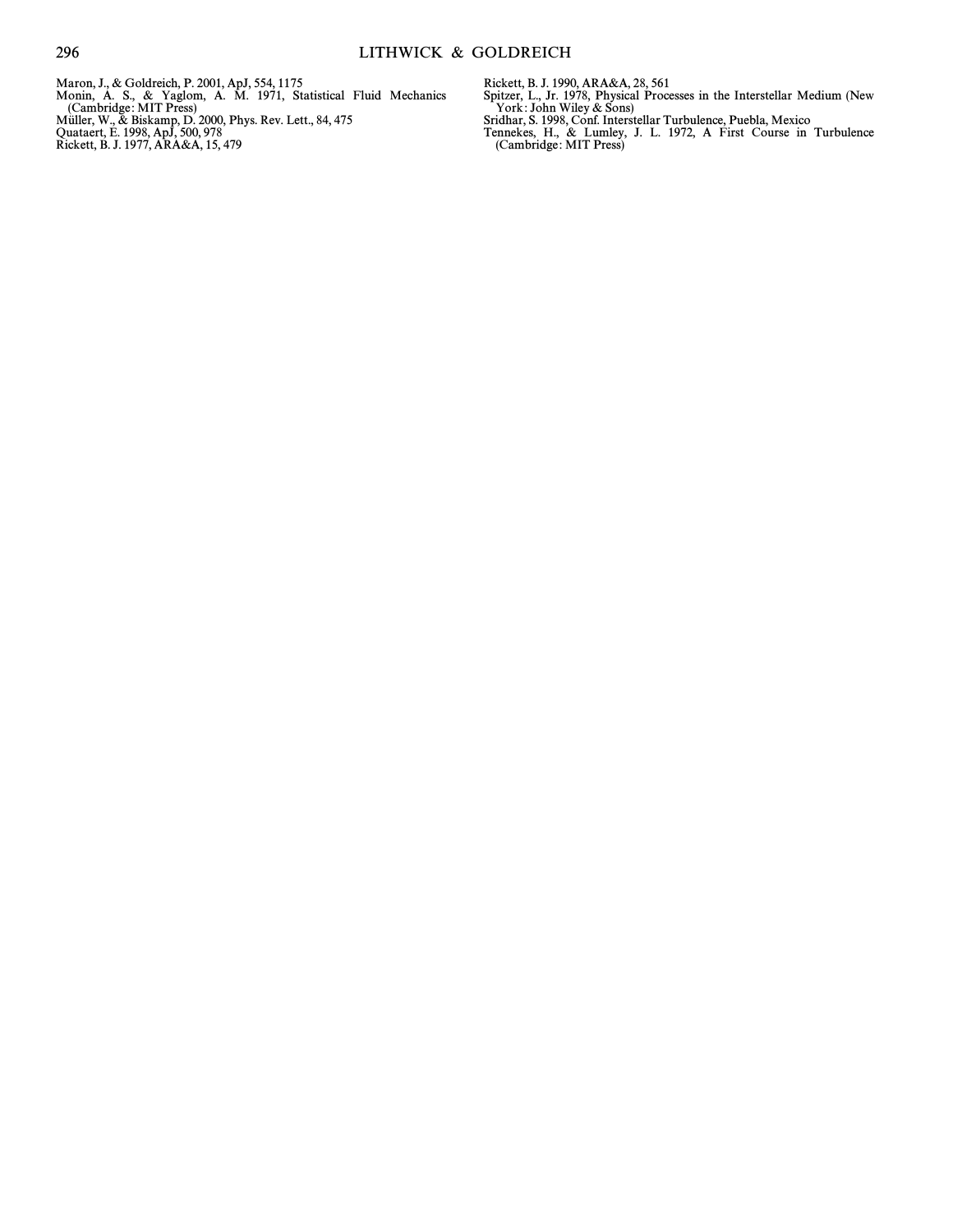Maron, J., & Goldreich, P. 2001, ApJ, 554, 1175
Monin, A. S., & Yaglom, A. M. 1971, Statistical Fluid Mechanics (Cambridge: MIT Press)
Müller, W., & Biskamp, D. 2000, Phys. Rev. Lett., 84, 475
Quataert, E. 1998, ApJ, 500, 978
Rickett, B. J. 1977, ARA&A, 15, 479
Rickett, B. J. 1990, ARA&A, 28, 561
Spitzer, L., Jr. 1978, Physical Processes in the Interstellar Medium (New York: John Wiley & Sons)
Sridhar, S. 1998, Conf. Interstellar Turbulence, Puebla, Mexico
Tennekes, H., & Lumley, J. L. 1972, A First Course in Turbulence (Cambridge: MIT Press)